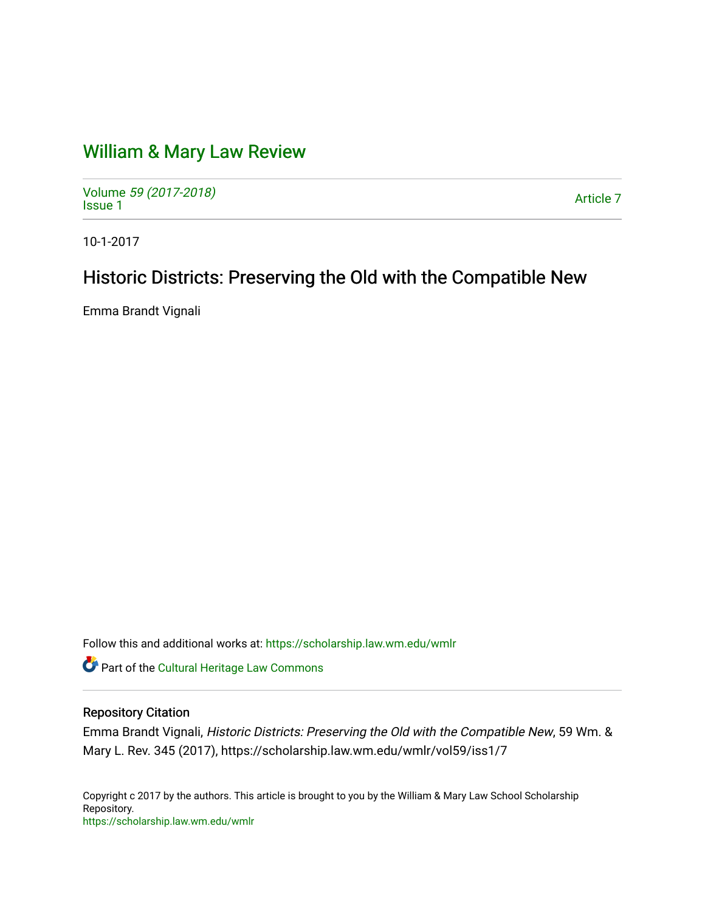# William & Mary Law Review

Volume *59 (2017-2018)*
Issue 1

Article 7

10-1-2017

## Historic Districts: Preserving the Old with the Compatible New

Emma Brandt Vignali

Follow this and additional works at: https://scholarship.law.wm.edu/wmlr

Part of the Cultural Heritage Law Commons

### Repository Citation

Emma Brandt Vignali, *Historic Districts: Preserving the Old with the Compatible New*, 59 Wm. & Mary L. Rev. 345 (2017), https://scholarship.law.wm.edu/wmlr/vol59/iss1/7

Copyright c 2017 by the authors. This article is brought to you by the William & Mary Law School Scholarship Repository.
https://scholarship.law.wm.edu/wmlr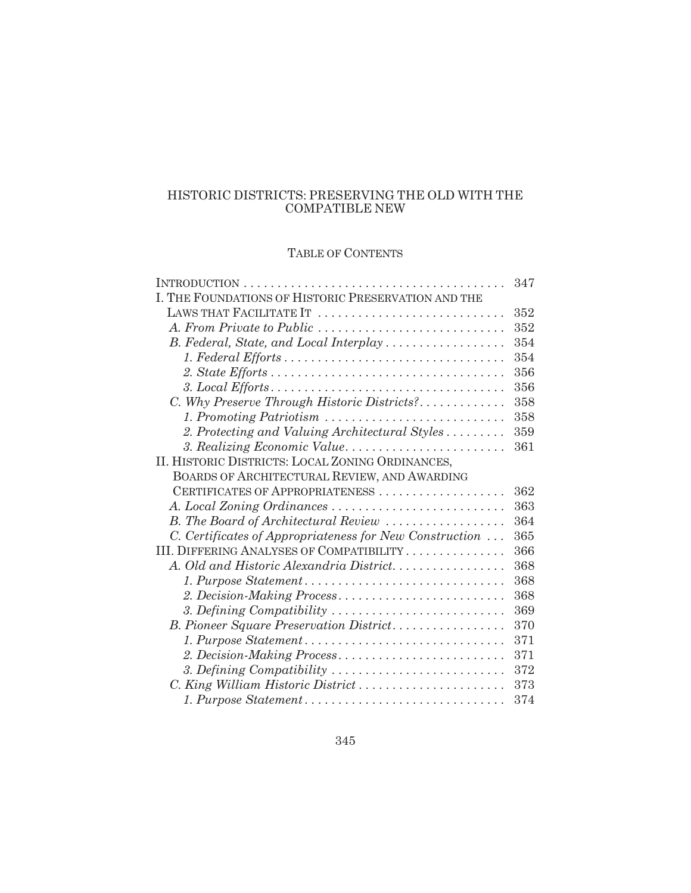# HISTORIC DISTRICTS: PRESERVING THE OLD WITH THE COMPATIBLE NEW

## TABLE OF CONTENTS

| | |
|---|---|
| INTRODUCTION | 347 |
| I. THE FOUNDATIONS OF HISTORIC PRESERVATION AND THE LAWS THAT FACILITATE IT | 352 |
| *A. From Private to Public* | 352 |
| *B. Federal, State, and Local Interplay* | 354 |
| *1. Federal Efforts* | 354 |
| *2. State Efforts* | 356 |
| *3. Local Efforts* | 356 |
| *C. Why Preserve Through Historic Districts?* | 358 |
| *1. Promoting Patriotism* | 358 |
| *2. Protecting and Valuing Architectural Styles* | 359 |
| *3. Realizing Economic Value* | 361 |
| II. HISTORIC DISTRICTS: LOCAL ZONING ORDINANCES, BOARDS OF ARCHITECTURAL REVIEW, AND AWARDING CERTIFICATES OF APPROPRIATENESS | 362 |
| *A. Local Zoning Ordinances* | 363 |
| *B. The Board of Architectural Review* | 364 |
| *C. Certificates of Appropriateness for New Construction* | 365 |
| III. DIFFERING ANALYSES OF COMPATIBILITY | 366 |
| *A. Old and Historic Alexandria District* | 368 |
| *1. Purpose Statement* | 368 |
| *2. Decision-Making Process* | 368 |
| *3. Defining Compatibility* | 369 |
| *B. Pioneer Square Preservation District* | 370 |
| *1. Purpose Statement* | 371 |
| *2. Decision-Making Process* | 371 |
| *3. Defining Compatibility* | 372 |
| *C. King William Historic District* | 373 |
| *1. Purpose Statement* | 374 |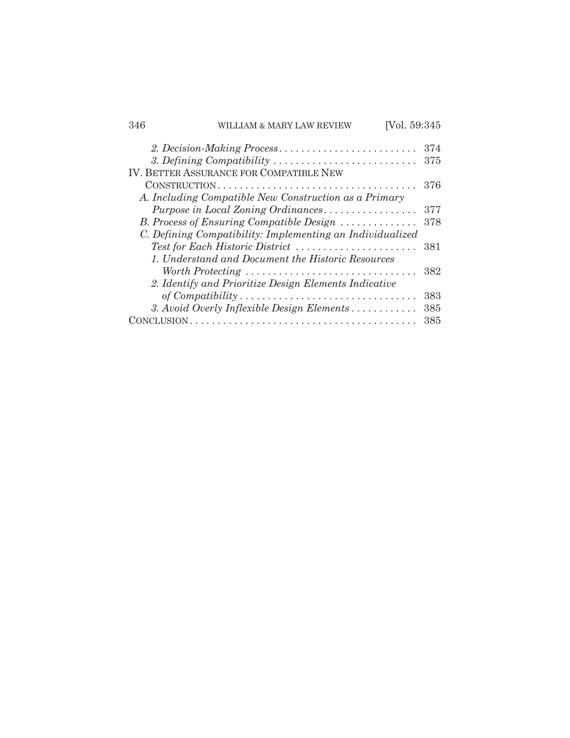*2. Decision-Making Process* . . . . . . . . . . . . . . . . . . . . . . . . . . 374

*3. Defining Compatibility* . . . . . . . . . . . . . . . . . . . . . . . . . . 375

IV. BETTER ASSURANCE FOR COMPATIBLE NEW CONSTRUCTION . . . . . . . . . . . . . . . . . . . . . . . . . . . . . . . . . . . . 376

*A. Including Compatible New Construction as a Primary Purpose in Local Zoning Ordinances* . . . . . . . . . . . . . . . . . 377

*B. Process of Ensuring Compatible Design* . . . . . . . . . . . . . . 378

*C. Defining Compatibility: Implementing an Individualized Test for Each Historic District* . . . . . . . . . . . . . . . . . . . . . . 381

*1. Understand and Document the Historic Resources Worth Protecting* . . . . . . . . . . . . . . . . . . . . . . . . . . . . . . . 382

*2. Identify and Prioritize Design Elements Indicative of Compatibility* . . . . . . . . . . . . . . . . . . . . . . . . . . . . . . . . 383

*3. Avoid Overly Inflexible Design Elements* . . . . . . . . . . . . 385

CONCLUSION . . . . . . . . . . . . . . . . . . . . . . . . . . . . . . . . . . . . . . . . . 385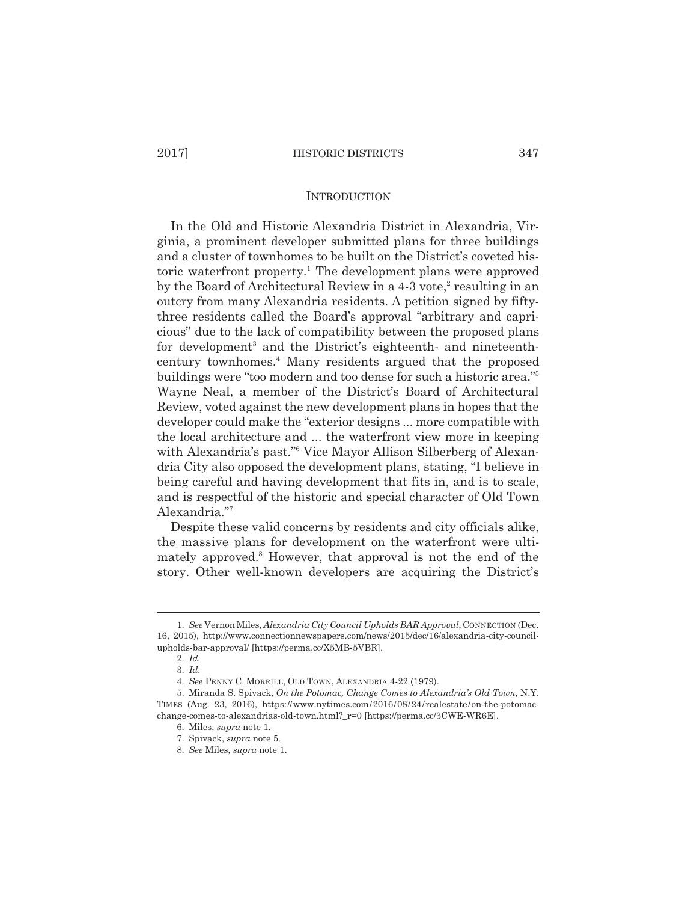## INTRODUCTION

In the Old and Historic Alexandria District in Alexandria, Virginia, a prominent developer submitted plans for three buildings and a cluster of townhomes to be built on the District's coveted historic waterfront property.[1] The development plans were approved by the Board of Architectural Review in a 4-3 vote,[2] resulting in an outcry from many Alexandria residents. A petition signed by fifty-three residents called the Board's approval "arbitrary and capricious" due to the lack of compatibility between the proposed plans for development[3] and the District's eighteenth- and nineteenth-century townhomes.[4] Many residents argued that the proposed buildings were "too modern and too dense for such a historic area."[5] Wayne Neal, a member of the District's Board of Architectural Review, voted against the new development plans in hopes that the developer could make the "exterior designs ... more compatible with the local architecture and ... the waterfront view more in keeping with Alexandria's past."[6] Vice Mayor Allison Silberberg of Alexandria City also opposed the development plans, stating, "I believe in being careful and having development that fits in, and is to scale, and is respectful of the historic and special character of Old Town Alexandria."[7]

Despite these valid concerns by residents and city officials alike, the massive plans for development on the waterfront were ultimately approved.[8] However, that approval is not the end of the story. Other well-known developers are acquiring the District's

---

1. *See* Vernon Miles, *Alexandria City Council Upholds BAR Approval*, CONNECTION (Dec. 16, 2015), http://www.connectionnewspapers.com/news/2015/dec/16/alexandria-city-council-upholds-bar-approval/ [https://perma.cc/X5MB-5VBR].

2. *Id.*

3. *Id.*

4. *See* PENNY C. MORRILL, OLD TOWN, ALEXANDRIA 4-22 (1979).

5. Miranda S. Spivack, *On the Potomac, Change Comes to Alexandria's Old Town*, N.Y. TIMES (Aug. 23, 2016), https://www.nytimes.com/2016/08/24/realestate/on-the-potomac-change-comes-to-alexandrias-old-town.html?_r=0 [https://perma.cc/3CWE-WR6E].

6. Miles, *supra* note 1.

7. Spivack, *supra* note 5.

8. *See* Miles, *supra* note 1.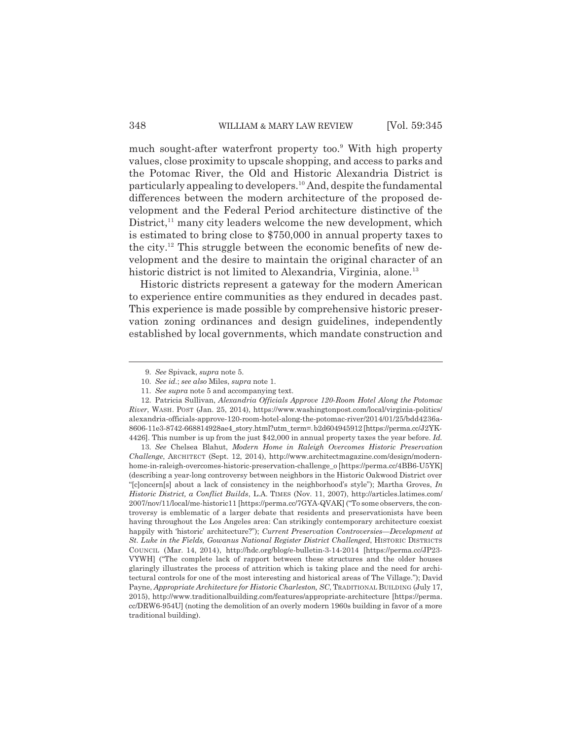much sought-after waterfront property too.[9] With high property values, close proximity to upscale shopping, and access to parks and the Potomac River, the Old and Historic Alexandria District is particularly appealing to developers.[10] And, despite the fundamental differences between the modern architecture of the proposed development and the Federal Period architecture distinctive of the District,[11] many city leaders welcome the new development, which is estimated to bring close to $750,000 in annual property taxes to the city.[12] This struggle between the economic benefits of new development and the desire to maintain the original character of an historic district is not limited to Alexandria, Virginia, alone.[13]

Historic districts represent a gateway for the modern American to experience entire communities as they endured in decades past. This experience is made possible by comprehensive historic preservation zoning ordinances and design guidelines, independently established by local governments, which mandate construction and

---

9. *See* Spivack, *supra* note 5.

10. *See id.*; *see also* Miles, *supra* note 1.

11. *See supra* note 5 and accompanying text.

12. Patricia Sullivan, *Alexandria Officials Approve 120-Room Hotel Along the Potomac River*, WASH. POST (Jan. 25, 2014), https://www.washingtonpost.com/local/virginia-politics/alexandria-officials-approve-120-room-hotel-along-the-potomac-river/2014/01/25/bdd4236a-8606-11e3-8742-668814928ae4_story.html?utm_term=.b2d604945912 [https://perma.cc/J2YK-4426]. This number is up from the just $42,000 in annual property taxes the year before. *Id.*

13. *See* Chelsea Blahut, *Modern Home in Raleigh Overcomes Historic Preservation Challenge*, ARCHITECT (Sept. 12, 2014), http://www.architectmagazine.com/design/modern-home-in-raleigh-overcomes-historic-preservation-challenge_o [https://perma.cc/4BB6-U5YK] (describing a year-long controversy between neighbors in the Historic Oakwood District over "[c]oncern[s] about a lack of consistency in the neighborhood's style"); Martha Groves, *In Historic District, a Conflict Builds*, L.A. TIMES (Nov. 11, 2007), http://articles.latimes.com/2007/nov/11/local/me-historic11 [https://perma.cc/7GYA-QVAK] ("To some observers, the controversy is emblematic of a larger debate that residents and preservationists have been having throughout the Los Angeles area: Can strikingly contemporary architecture coexist happily with 'historic' architecture?"); *Current Preservation Controversies—Development at St. Luke in the Fields, Gowanus National Register District Challenged*, HISTORIC DISTRICTS COUNCIL (Mar. 14, 2014), http://hdc.org/blog/e-bulletin-3-14-2014 [https://perma.cc/JP23-VYWH] ("The complete lack of rapport between these structures and the older houses glaringly illustrates the process of attrition which is taking place and the need for architectural controls for one of the most interesting and historical areas of The Village."); David Payne, *Appropriate Architecture for Historic Charleston, SC*, TRADITIONAL BUILDING (July 17, 2015), http://www.traditionalbuilding.com/features/appropriate-architecture [https://perma.cc/DRW6-954U] (noting the demolition of an overly modern 1960s building in favor of a more traditional building).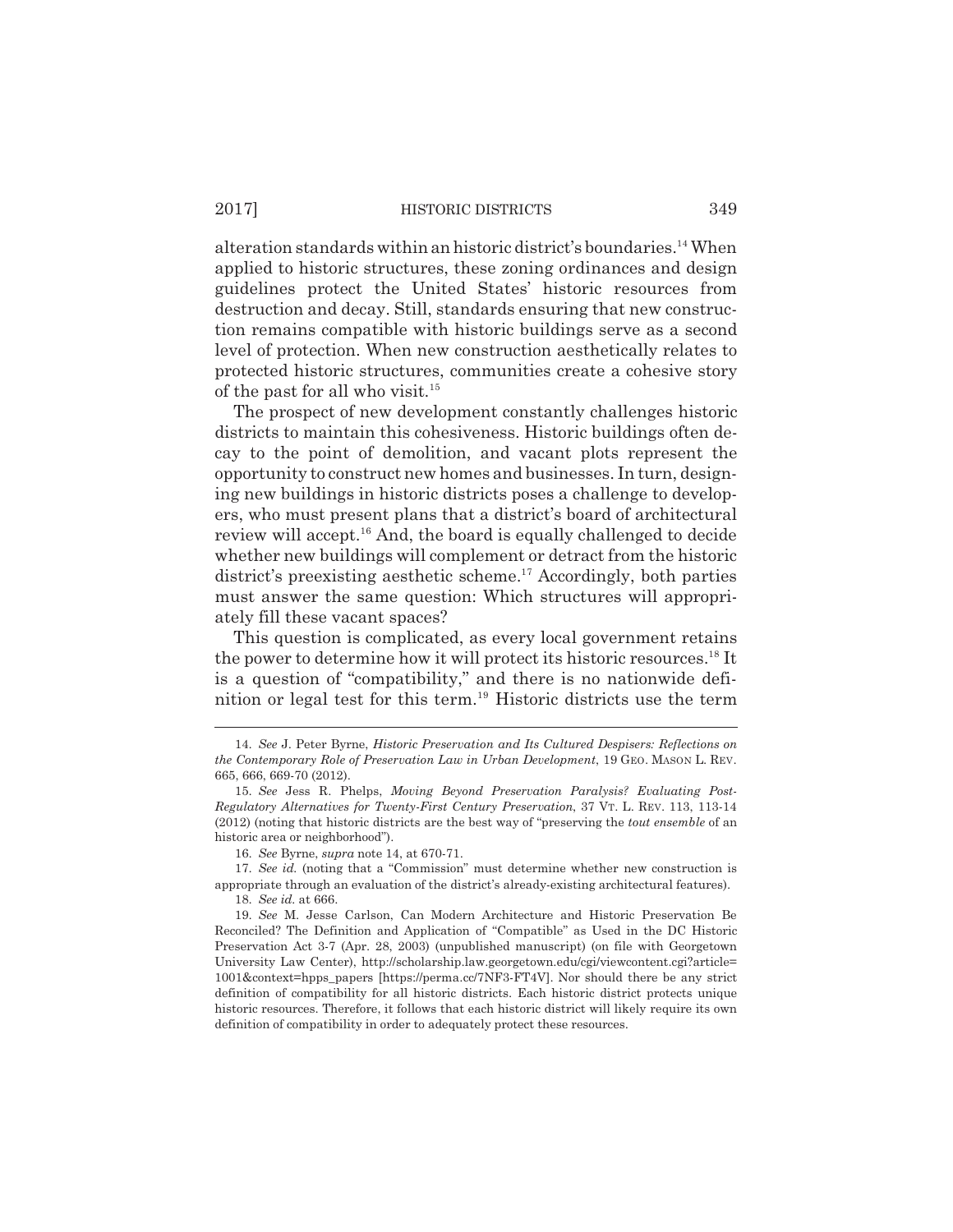alteration standards within an historic district's boundaries.[14] When applied to historic structures, these zoning ordinances and design guidelines protect the United States' historic resources from destruction and decay. Still, standards ensuring that new construction remains compatible with historic buildings serve as a second level of protection. When new construction aesthetically relates to protected historic structures, communities create a cohesive story of the past for all who visit.[15]

The prospect of new development constantly challenges historic districts to maintain this cohesiveness. Historic buildings often decay to the point of demolition, and vacant plots represent the opportunity to construct new homes and businesses. In turn, designing new buildings in historic districts poses a challenge to developers, who must present plans that a district's board of architectural review will accept.[16] And, the board is equally challenged to decide whether new buildings will complement or detract from the historic district's preexisting aesthetic scheme.[17] Accordingly, both parties must answer the same question: Which structures will appropriately fill these vacant spaces?

This question is complicated, as every local government retains the power to determine how it will protect its historic resources.[18] It is a question of "compatibility," and there is no nationwide definition or legal test for this term.[19] Historic districts use the term

---

14. *See* J. Peter Byrne, *Historic Preservation and Its Cultured Despisers: Reflections on the Contemporary Role of Preservation Law in Urban Development*, 19 GEO. MASON L. REV. 665, 666, 669-70 (2012).

15. *See* Jess R. Phelps, *Moving Beyond Preservation Paralysis? Evaluating Post-Regulatory Alternatives for Twenty-First Century Preservation*, 37 VT. L. REV. 113, 113-14 (2012) (noting that historic districts are the best way of "preserving the *tout ensemble* of an historic area or neighborhood").

16. *See* Byrne, *supra* note 14, at 670-71.

17. *See id.* (noting that a "Commission" must determine whether new construction is appropriate through an evaluation of the district's already-existing architectural features).

18. *See id.* at 666.

19. *See* M. Jesse Carlson, Can Modern Architecture and Historic Preservation Be Reconciled? The Definition and Application of "Compatible" as Used in the DC Historic Preservation Act 3-7 (Apr. 28, 2003) (unpublished manuscript) (on file with Georgetown University Law Center), http://scholarship.law.georgetown.edu/cgi/viewcontent.cgi?article=1001&context=hpps_papers [https://perma.cc/7NF3-FT4V]. Nor should there be any strict definition of compatibility for all historic districts. Each historic district protects unique historic resources. Therefore, it follows that each historic district will likely require its own definition of compatibility in order to adequately protect these resources.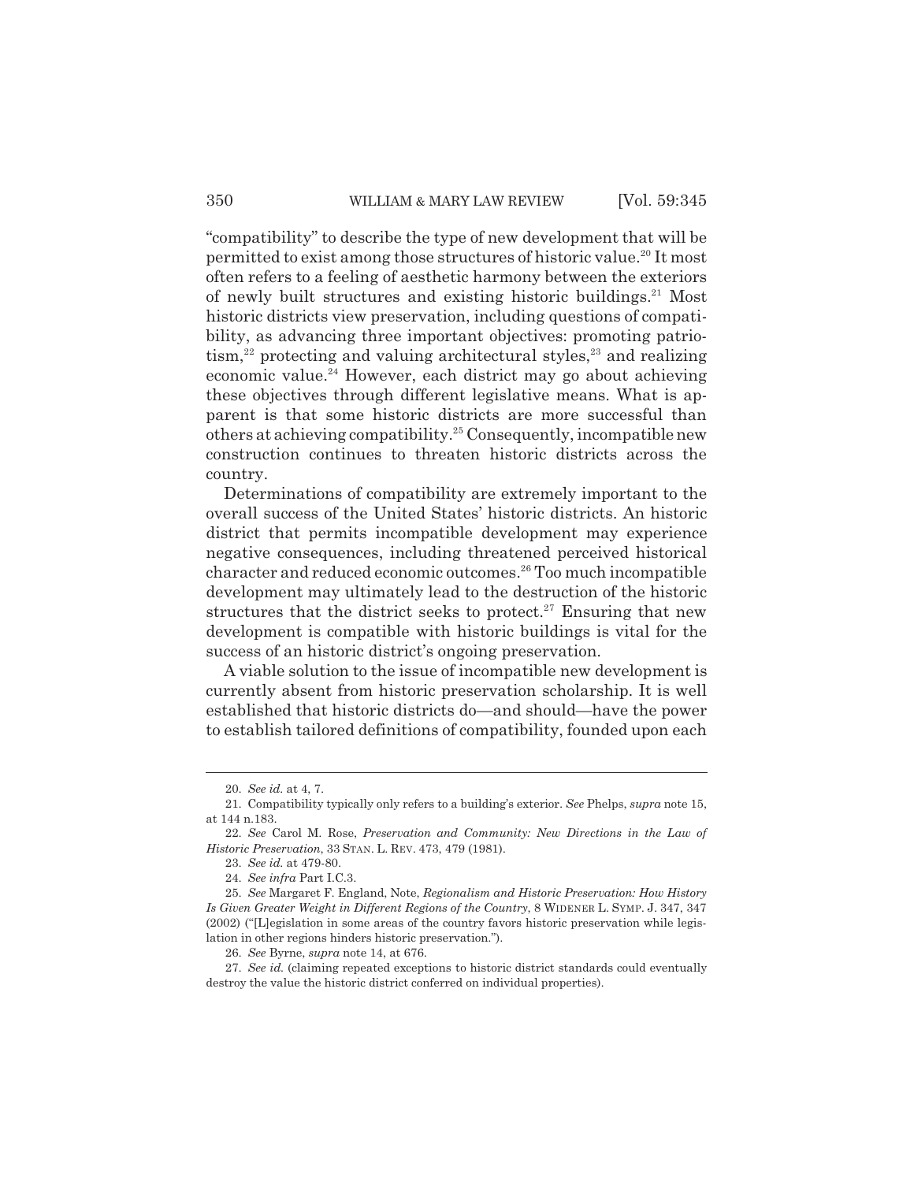"compatibility" to describe the type of new development that will be permitted to exist among those structures of historic value.[20] It most often refers to a feeling of aesthetic harmony between the exteriors of newly built structures and existing historic buildings.[21] Most historic districts view preservation, including questions of compatibility, as advancing three important objectives: promoting patriotism,[22] protecting and valuing architectural styles,[23] and realizing economic value.[24] However, each district may go about achieving these objectives through different legislative means. What is apparent is that some historic districts are more successful than others at achieving compatibility.[25] Consequently, incompatible new construction continues to threaten historic districts across the country.

Determinations of compatibility are extremely important to the overall success of the United States' historic districts. An historic district that permits incompatible development may experience negative consequences, including threatened perceived historical character and reduced economic outcomes.[26] Too much incompatible development may ultimately lead to the destruction of the historic structures that the district seeks to protect.[27] Ensuring that new development is compatible with historic buildings is vital for the success of an historic district's ongoing preservation.

A viable solution to the issue of incompatible new development is currently absent from historic preservation scholarship. It is well established that historic districts do—and should—have the power to establish tailored definitions of compatibility, founded upon each

---

20. *See id.* at 4, 7.

21. Compatibility typically only refers to a building's exterior. *See* Phelps, *supra* note 15, at 144 n.183.

22. *See* Carol M. Rose, *Preservation and Community: New Directions in the Law of Historic Preservation*, 33 STAN. L. REV. 473, 479 (1981).

23. *See id.* at 479-80.

24. *See infra* Part I.C.3.

25. *See* Margaret F. England, Note, *Regionalism and Historic Preservation: How History Is Given Greater Weight in Different Regions of the Country*, 8 WIDENER L. SYMP. J. 347, 347 (2002) ("[L]egislation in some areas of the country favors historic preservation while legislation in other regions hinders historic preservation.").

26. *See* Byrne, *supra* note 14, at 676.

27. *See id.* (claiming repeated exceptions to historic district standards could eventually destroy the value the historic district conferred on individual properties).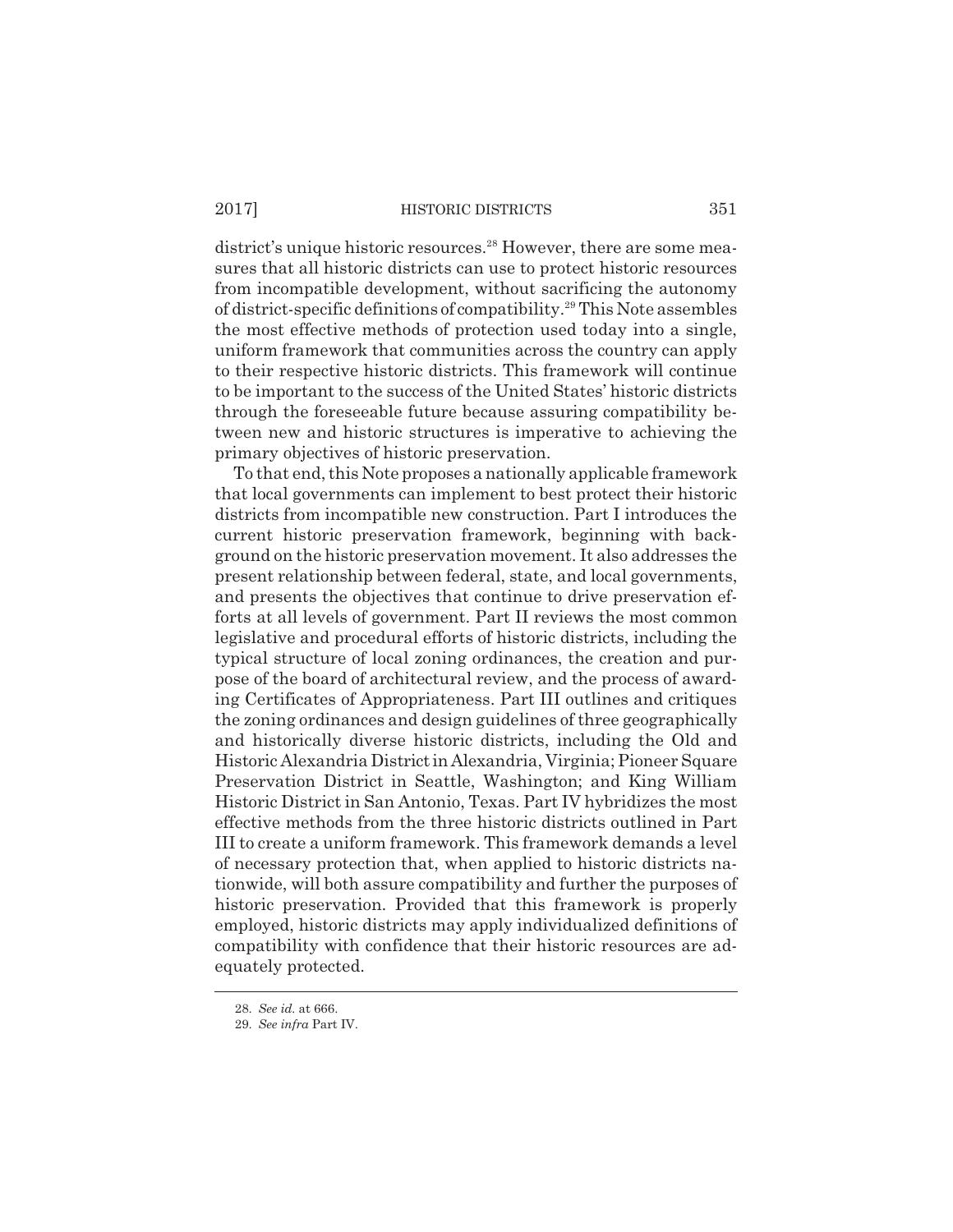district's unique historic resources.[28] However, there are some measures that all historic districts can use to protect historic resources from incompatible development, without sacrificing the autonomy of district-specific definitions of compatibility.[29] This Note assembles the most effective methods of protection used today into a single, uniform framework that communities across the country can apply to their respective historic districts. This framework will continue to be important to the success of the United States' historic districts through the foreseeable future because assuring compatibility between new and historic structures is imperative to achieving the primary objectives of historic preservation.

To that end, this Note proposes a nationally applicable framework that local governments can implement to best protect their historic districts from incompatible new construction. Part I introduces the current historic preservation framework, beginning with background on the historic preservation movement. It also addresses the present relationship between federal, state, and local governments, and presents the objectives that continue to drive preservation efforts at all levels of government. Part II reviews the most common legislative and procedural efforts of historic districts, including the typical structure of local zoning ordinances, the creation and purpose of the board of architectural review, and the process of awarding Certificates of Appropriateness. Part III outlines and critiques the zoning ordinances and design guidelines of three geographically and historically diverse historic districts, including the Old and Historic Alexandria District in Alexandria, Virginia; Pioneer Square Preservation District in Seattle, Washington; and King William Historic District in San Antonio, Texas. Part IV hybridizes the most effective methods from the three historic districts outlined in Part III to create a uniform framework. This framework demands a level of necessary protection that, when applied to historic districts nationwide, will both assure compatibility and further the purposes of historic preservation. Provided that this framework is properly employed, historic districts may apply individualized definitions of compatibility with confidence that their historic resources are adequately protected.

---

28. *See id.* at 666.

29. *See infra* Part IV.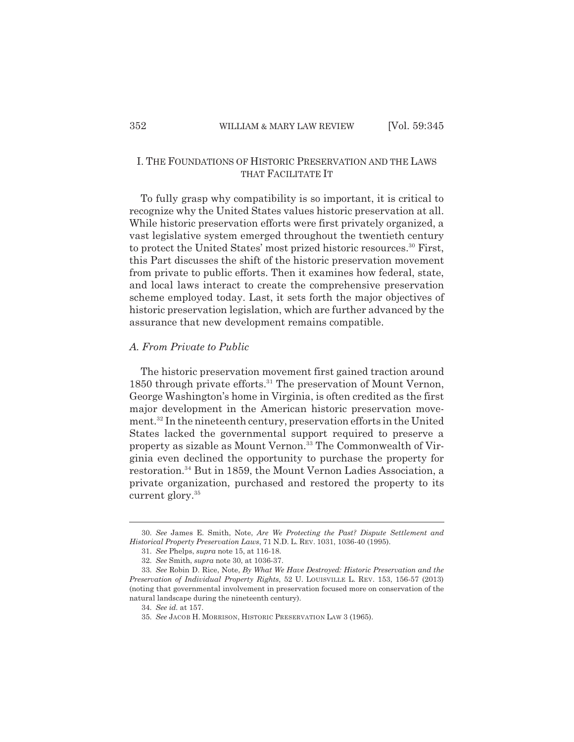## I. THE FOUNDATIONS OF HISTORIC PRESERVATION AND THE LAWS THAT FACILITATE IT

To fully grasp why compatibility is so important, it is critical to recognize why the United States values historic preservation at all. While historic preservation efforts were first privately organized, a vast legislative system emerged throughout the twentieth century to protect the United States' most prized historic resources.[30] First, this Part discusses the shift of the historic preservation movement from private to public efforts. Then it examines how federal, state, and local laws interact to create the comprehensive preservation scheme employed today. Last, it sets forth the major objectives of historic preservation legislation, which are further advanced by the assurance that new development remains compatible.

### *A. From Private to Public*

The historic preservation movement first gained traction around 1850 through private efforts.[31] The preservation of Mount Vernon, George Washington's home in Virginia, is often credited as the first major development in the American historic preservation movement.[32] In the nineteenth century, preservation efforts in the United States lacked the governmental support required to preserve a property as sizable as Mount Vernon.[33] The Commonwealth of Virginia even declined the opportunity to purchase the property for restoration.[34] But in 1859, the Mount Vernon Ladies Association, a private organization, purchased and restored the property to its current glory.[35]

---

30. *See* James E. Smith, Note, *Are We Protecting the Past? Dispute Settlement and Historical Property Preservation Laws*, 71 N.D. L. REV. 1031, 1036-40 (1995).

31. *See* Phelps, *supra* note 15, at 116-18.

32. *See* Smith, *supra* note 30, at 1036-37.

33. *See* Robin D. Rice, Note, *By What We Have Destroyed: Historic Preservation and the Preservation of Individual Property Rights*, 52 U. LOUISVILLE L. REV. 153, 156-57 (2013) (noting that governmental involvement in preservation focused more on conservation of the natural landscape during the nineteenth century).

34. *See id.* at 157.

35. *See* JACOB H. MORRISON, HISTORIC PRESERVATION LAW 3 (1965).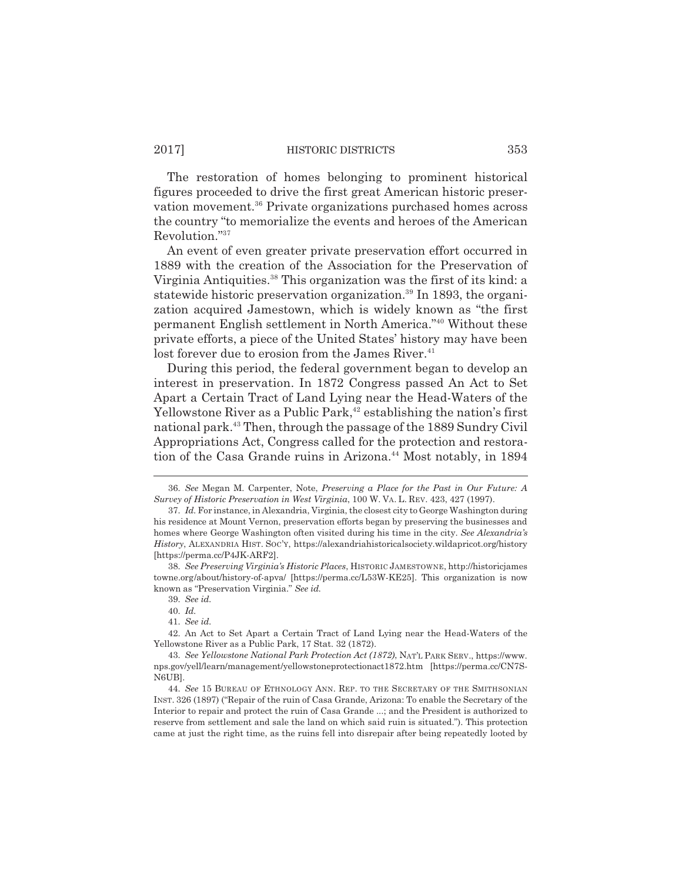The restoration of homes belonging to prominent historical figures proceeded to drive the first great American historic preservation movement.[36] Private organizations purchased homes across the country "to memorialize the events and heroes of the American Revolution."[37]

An event of even greater private preservation effort occurred in 1889 with the creation of the Association for the Preservation of Virginia Antiquities.[38] This organization was the first of its kind: a statewide historic preservation organization.[39] In 1893, the organization acquired Jamestown, which is widely known as "the first permanent English settlement in North America."[40] Without these private efforts, a piece of the United States' history may have been lost forever due to erosion from the James River.[41]

During this period, the federal government began to develop an interest in preservation. In 1872 Congress passed An Act to Set Apart a Certain Tract of Land Lying near the Head-Waters of the Yellowstone River as a Public Park,[42] establishing the nation's first national park.[43] Then, through the passage of the 1889 Sundry Civil Appropriations Act, Congress called for the protection and restoration of the Casa Grande ruins in Arizona.[44] Most notably, in 1894

---

36. *See* Megan M. Carpenter, Note, *Preserving a Place for the Past in Our Future: A Survey of Historic Preservation in West Virginia*, 100 W. VA. L. REV. 423, 427 (1997).

37. *Id.* For instance, in Alexandria, Virginia, the closest city to George Washington during his residence at Mount Vernon, preservation efforts began by preserving the businesses and homes where George Washington often visited during his time in the city. *See Alexandria's History*, ALEXANDRIA HIST. SOC'Y, https://alexandriahistoricalsociety.wildapricot.org/history [https://perma.cc/P4JK-ARF2].

38. *See Preserving Virginia's Historic Places*, HISTORIC JAMESTOWNE, http://historicjamestowne.org/about/history-of-apva/ [https://perma.cc/L53W-KE25]. This organization is now known as "Preservation Virginia." *See id.*

39. *See id.*

40. *Id.*

41. *See id.*

42. An Act to Set Apart a Certain Tract of Land Lying near the Head-Waters of the Yellowstone River as a Public Park, 17 Stat. 32 (1872).

43. *See Yellowstone National Park Protection Act (1872)*, NAT'L PARK SERV., https://www.nps.gov/yell/learn/management/yellowstoneprotectionact1872.htm [https://perma.cc/CN7S-N6UB].

44. *See* 15 BUREAU OF ETHNOLOGY ANN. REP. TO THE SECRETARY OF THE SMITHSONIAN INST. 326 (1897) ("Repair of the ruin of Casa Grande, Arizona: To enable the Secretary of the Interior to repair and protect the ruin of Casa Grande ...; and the President is authorized to reserve from settlement and sale the land on which said ruin is situated."). This protection came at just the right time, as the ruins fell into disrepair after being repeatedly looted by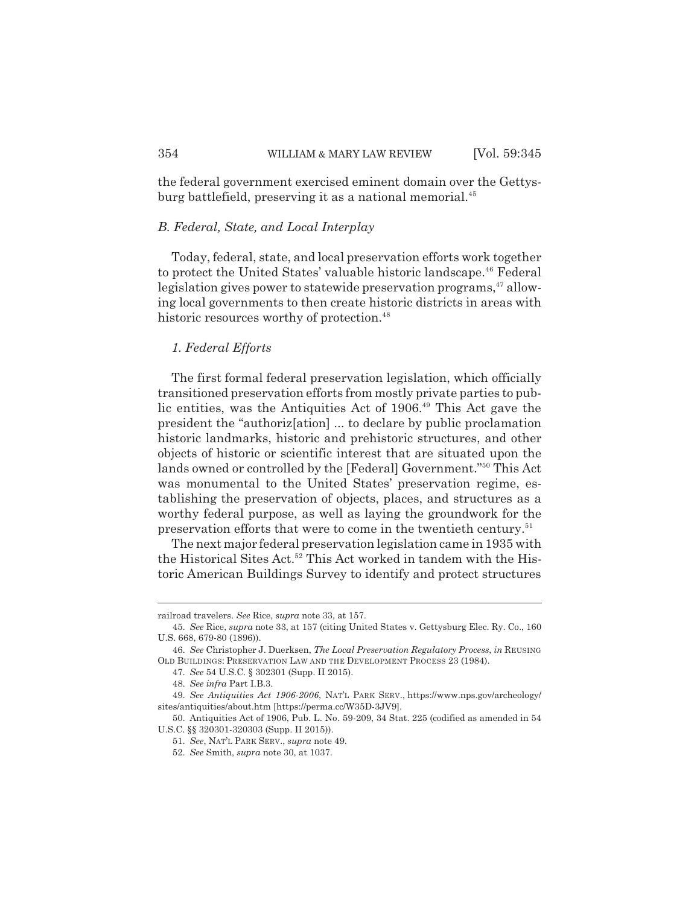the federal government exercised eminent domain over the Gettysburg battlefield, preserving it as a national memorial.[45]

### *B. Federal, State, and Local Interplay*

Today, federal, state, and local preservation efforts work together to protect the United States' valuable historic landscape.[46] Federal legislation gives power to statewide preservation programs,[47] allowing local governments to then create historic districts in areas with historic resources worthy of protection.[48]

#### *1. Federal Efforts*

The first formal federal preservation legislation, which officially transitioned preservation efforts from mostly private parties to public entities, was the Antiquities Act of 1906.[49] This Act gave the president the "authoriz[ation] ... to declare by public proclamation historic landmarks, historic and prehistoric structures, and other objects of historic or scientific interest that are situated upon the lands owned or controlled by the [Federal] Government."[50] This Act was monumental to the United States' preservation regime, establishing the preservation of objects, places, and structures as a worthy federal purpose, as well as laying the groundwork for the preservation efforts that were to come in the twentieth century.[51]

The next major federal preservation legislation came in 1935 with the Historical Sites Act.[52] This Act worked in tandem with the Historic American Buildings Survey to identify and protect structures

---

railroad travelers. *See* Rice, *supra* note 33, at 157.

45. *See* Rice, *supra* note 33, at 157 (citing United States v. Gettysburg Elec. Ry. Co., 160 U.S. 668, 679-80 (1896)).

46. *See* Christopher J. Duerksen, *The Local Preservation Regulatory Process*, *in* REUSING OLD BUILDINGS: PRESERVATION LAW AND THE DEVELOPMENT PROCESS 23 (1984).

47. *See* 54 U.S.C. § 302301 (Supp. II 2015).

48. *See infra* Part I.B.3.

49. *See Antiquities Act 1906-2006*, NAT'L PARK SERV., https://www.nps.gov/archeology/sites/antiquities/about.htm [https://perma.cc/W35D-3JV9].

50. Antiquities Act of 1906, Pub. L. No. 59-209, 34 Stat. 225 (codified as amended in 54 U.S.C. §§ 320301-320303 (Supp. II 2015)).

51. *See*, NAT'L PARK SERV., *supra* note 49.

52. *See* Smith, *supra* note 30, at 1037.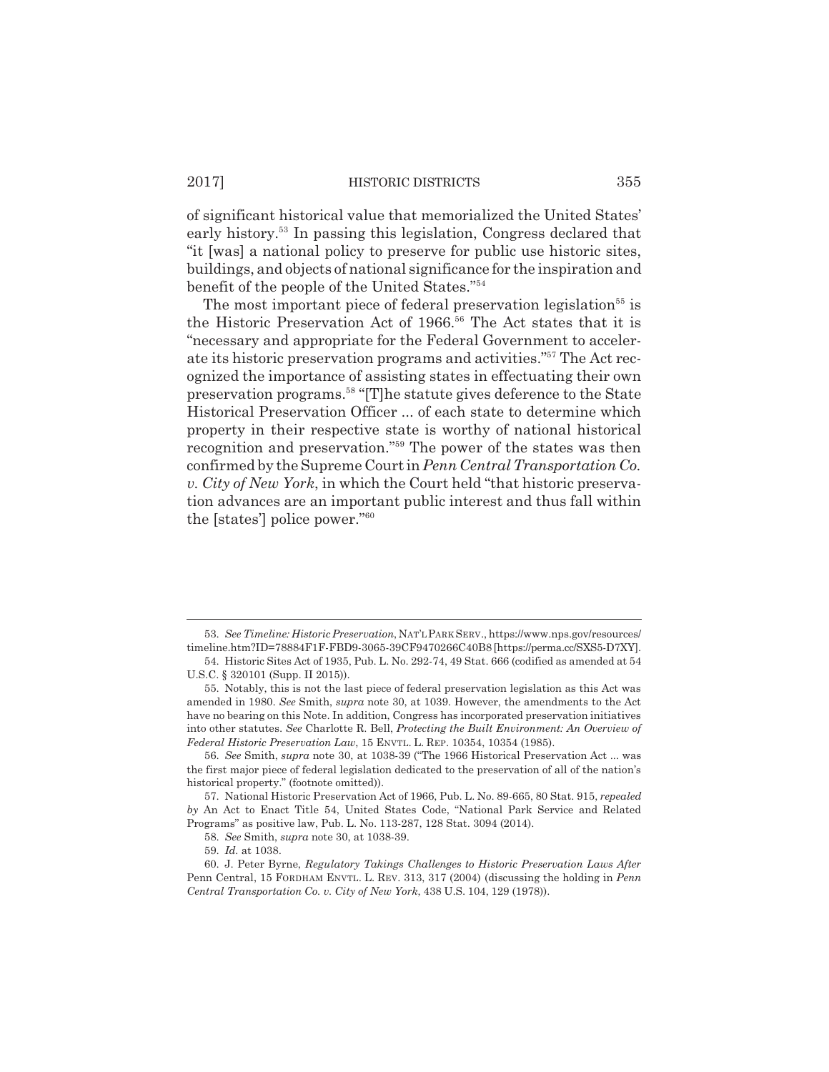of significant historical value that memorialized the United States' early history.[53] In passing this legislation, Congress declared that "it [was] a national policy to preserve for public use historic sites, buildings, and objects of national significance for the inspiration and benefit of the people of the United States."[54]

The most important piece of federal preservation legislation[55] is the Historic Preservation Act of 1966.[56] The Act states that it is "necessary and appropriate for the Federal Government to accelerate its historic preservation programs and activities."[57] The Act recognized the importance of assisting states in effectuating their own preservation programs.[58] "[T]he statute gives deference to the State Historical Preservation Officer ... of each state to determine which property in their respective state is worthy of national historical recognition and preservation."[59] The power of the states was then confirmed by the Supreme Court in *Penn Central Transportation Co. v. City of New York*, in which the Court held "that historic preservation advances are an important public interest and thus fall within the [states'] police power."[60]

---

53. *See Timeline: Historic Preservation*, NAT'L PARK SERV., https://www.nps.gov/resources/timeline.htm?ID=78884F1F-FBD9-3065-39CF9470266C40B8 [https://perma.cc/SXS5-D7XY].

54. Historic Sites Act of 1935, Pub. L. No. 292-74, 49 Stat. 666 (codified as amended at 54 U.S.C. § 320101 (Supp. II 2015)).

55. Notably, this is not the last piece of federal preservation legislation as this Act was amended in 1980. *See* Smith, *supra* note 30, at 1039. However, the amendments to the Act have no bearing on this Note. In addition, Congress has incorporated preservation initiatives into other statutes. *See* Charlotte R. Bell, *Protecting the Built Environment: An Overview of Federal Historic Preservation Law*, 15 ENVTL. L. REP. 10354, 10354 (1985).

56. *See* Smith, *supra* note 30, at 1038-39 ("The 1966 Historical Preservation Act ... was the first major piece of federal legislation dedicated to the preservation of all of the nation's historical property." (footnote omitted)).

57. National Historic Preservation Act of 1966, Pub. L. No. 89-665, 80 Stat. 915, *repealed by* An Act to Enact Title 54, United States Code, "National Park Service and Related Programs" as positive law, Pub. L. No. 113-287, 128 Stat. 3094 (2014).

58. *See* Smith, *supra* note 30, at 1038-39.

59. *Id.* at 1038.

60. J. Peter Byrne, *Regulatory Takings Challenges to Historic Preservation Laws After* Penn Central, 15 FORDHAM ENVTL. L. REV. 313, 317 (2004) (discussing the holding in *Penn Central Transportation Co. v. City of New York*, 438 U.S. 104, 129 (1978)).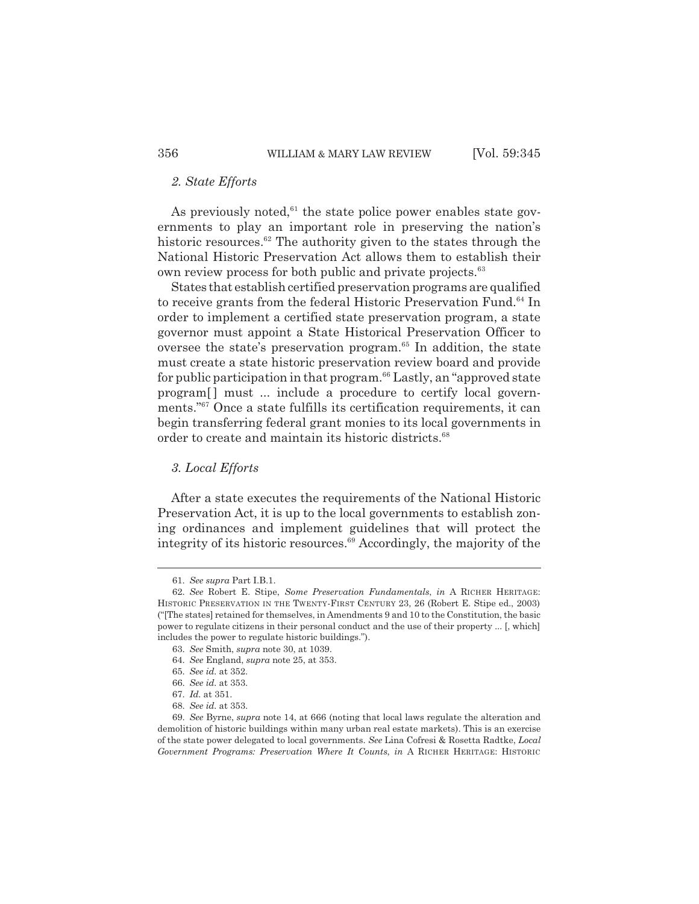### *2. State Efforts*

As previously noted,[61] the state police power enables state governments to play an important role in preserving the nation's historic resources.[62] The authority given to the states through the National Historic Preservation Act allows them to establish their own review process for both public and private projects.[63]

States that establish certified preservation programs are qualified to receive grants from the federal Historic Preservation Fund.[64] In order to implement a certified state preservation program, a state governor must appoint a State Historical Preservation Officer to oversee the state's preservation program.[65] In addition, the state must create a state historic preservation review board and provide for public participation in that program.[66] Lastly, an "approved state program[] must ... include a procedure to certify local governments."[67] Once a state fulfills its certification requirements, it can begin transferring federal grant monies to its local governments in order to create and maintain its historic districts.[68]

### *3. Local Efforts*

After a state executes the requirements of the National Historic Preservation Act, it is up to the local governments to establish zoning ordinances and implement guidelines that will protect the integrity of its historic resources.[69] Accordingly, the majority of the

---

61. *See supra* Part I.B.1.

62. *See* Robert E. Stipe, *Some Preservation Fundamentals*, *in* A RICHER HERITAGE: HISTORIC PRESERVATION IN THE TWENTY-FIRST CENTURY 23, 26 (Robert E. Stipe ed., 2003) ("[The states] retained for themselves, in Amendments 9 and 10 to the Constitution, the basic power to regulate citizens in their personal conduct and the use of their property ... [, which] includes the power to regulate historic buildings.").

63. *See* Smith, *supra* note 30, at 1039.

64. *See* England, *supra* note 25, at 353.

65. *See id.* at 352.

66. *See id.* at 353.

67. *Id.* at 351.

68. *See id.* at 353.

69. *See* Byrne, *supra* note 14, at 666 (noting that local laws regulate the alteration and demolition of historic buildings within many urban real estate markets). This is an exercise of the state power delegated to local governments. *See* Lina Cofresi & Rosetta Radtke, *Local Government Programs: Preservation Where It Counts, in* A RICHER HERITAGE: HISTORIC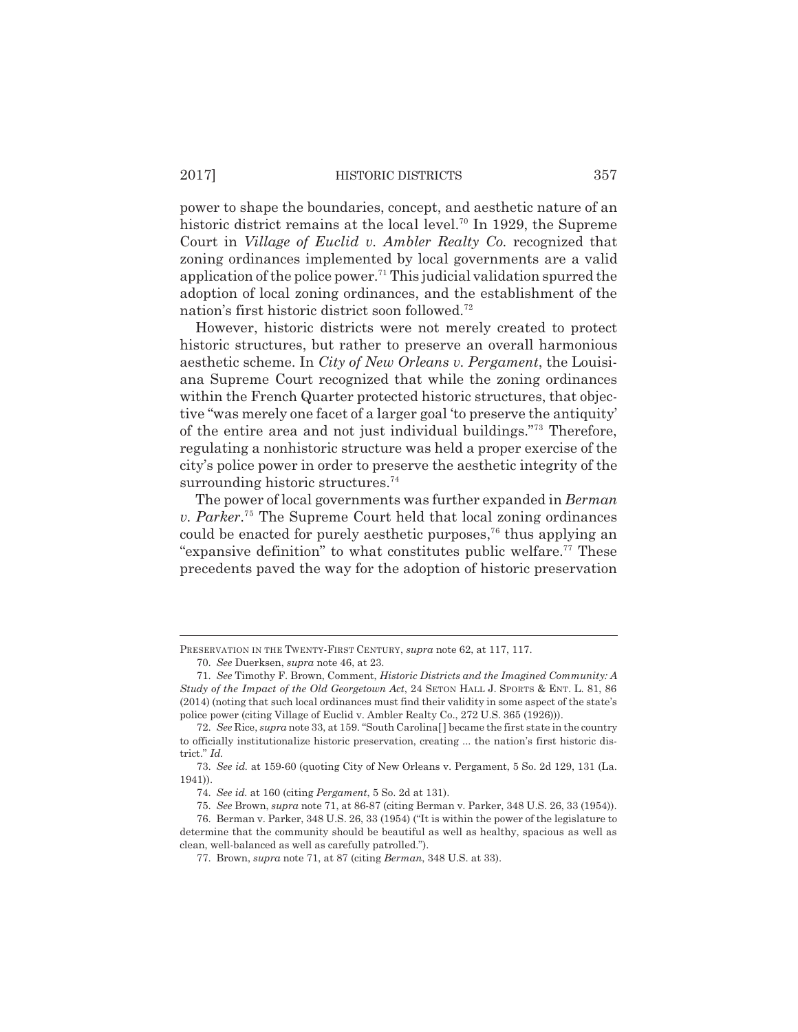power to shape the boundaries, concept, and aesthetic nature of an historic district remains at the local level.[70] In 1929, the Supreme Court in *Village of Euclid v. Ambler Realty Co.* recognized that zoning ordinances implemented by local governments are a valid application of the police power.[71] This judicial validation spurred the adoption of local zoning ordinances, and the establishment of the nation's first historic district soon followed.[72]

However, historic districts were not merely created to protect historic structures, but rather to preserve an overall harmonious aesthetic scheme. In *City of New Orleans v. Pergament*, the Louisiana Supreme Court recognized that while the zoning ordinances within the French Quarter protected historic structures, that objective "was merely one facet of a larger goal 'to preserve the antiquity' of the entire area and not just individual buildings."[73] Therefore, regulating a nonhistoric structure was held a proper exercise of the city's police power in order to preserve the aesthetic integrity of the surrounding historic structures.[74]

The power of local governments was further expanded in *Berman v. Parker*.[75] The Supreme Court held that local zoning ordinances could be enacted for purely aesthetic purposes,[76] thus applying an "expansive definition" to what constitutes public welfare.[77] These precedents paved the way for the adoption of historic preservation

---

PRESERVATION IN THE TWENTY-FIRST CENTURY, *supra* note 62, at 117, 117.

70. *See* Duerksen, *supra* note 46, at 23.

71. *See* Timothy F. Brown, Comment, *Historic Districts and the Imagined Community: A Study of the Impact of the Old Georgetown Act*, 24 SETON HALL J. SPORTS & ENT. L. 81, 86 (2014) (noting that such local ordinances must find their validity in some aspect of the state's police power (citing Village of Euclid v. Ambler Realty Co., 272 U.S. 365 (1926))).

72. *See* Rice, *supra* note 33, at 159. "South Carolina[] became the first state in the country to officially institutionalize historic preservation, creating ... the nation's first historic district." *Id.*

73. *See id.* at 159-60 (quoting City of New Orleans v. Pergament, 5 So. 2d 129, 131 (La. 1941)).

74. *See id.* at 160 (citing *Pergament*, 5 So. 2d at 131).

75. *See* Brown, *supra* note 71, at 86-87 (citing Berman v. Parker, 348 U.S. 26, 33 (1954)).

76. Berman v. Parker, 348 U.S. 26, 33 (1954) ("It is within the power of the legislature to determine that the community should be beautiful as well as healthy, spacious as well as clean, well-balanced as well as carefully patrolled.").

77. Brown, *supra* note 71, at 87 (citing *Berman*, 348 U.S. at 33).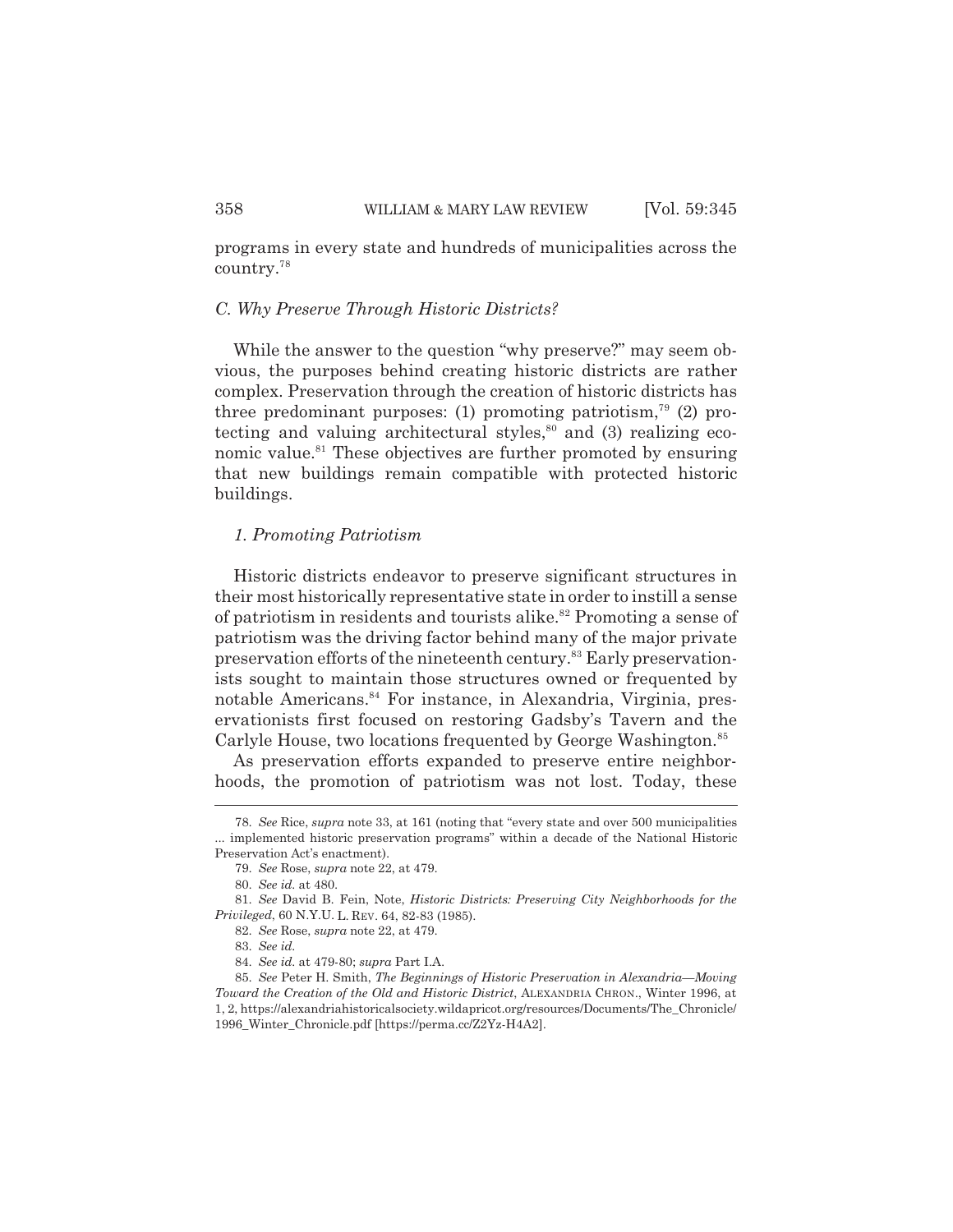programs in every state and hundreds of municipalities across the country.[78]

### *C. Why Preserve Through Historic Districts?*

While the answer to the question "why preserve?" may seem obvious, the purposes behind creating historic districts are rather complex. Preservation through the creation of historic districts has three predominant purposes: (1) promoting patriotism,[79] (2) protecting and valuing architectural styles,[80] and (3) realizing economic value.[81] These objectives are further promoted by ensuring that new buildings remain compatible with protected historic buildings.

#### *1. Promoting Patriotism*

Historic districts endeavor to preserve significant structures in their most historically representative state in order to instill a sense of patriotism in residents and tourists alike.[82] Promoting a sense of patriotism was the driving factor behind many of the major private preservation efforts of the nineteenth century.[83] Early preservationists sought to maintain those structures owned or frequented by notable Americans.[84] For instance, in Alexandria, Virginia, preservationists first focused on restoring Gadsby's Tavern and the Carlyle House, two locations frequented by George Washington.[85]

As preservation efforts expanded to preserve entire neighborhoods, the promotion of patriotism was not lost. Today, these

---

78. *See* Rice, *supra* note 33, at 161 (noting that "every state and over 500 municipalities ... implemented historic preservation programs" within a decade of the National Historic Preservation Act's enactment).

79. *See* Rose, *supra* note 22, at 479.

80. *See id.* at 480.

81. *See* David B. Fein, Note, *Historic Districts: Preserving City Neighborhoods for the Privileged*, 60 N.Y.U. L. REV. 64, 82-83 (1985).

82. *See* Rose, *supra* note 22, at 479.

83. *See id.*

84. *See id.* at 479-80; *supra* Part I.A.

85. *See* Peter H. Smith, *The Beginnings of Historic Preservation in Alexandria—Moving Toward the Creation of the Old and Historic District*, ALEXANDRIA CHRON., Winter 1996, at 1, 2, https://alexandriahistoricalsociety.wildapricot.org/resources/Documents/The_Chronicle/1996_Winter_Chronicle.pdf [https://perma.cc/Z2Yz-H4A2].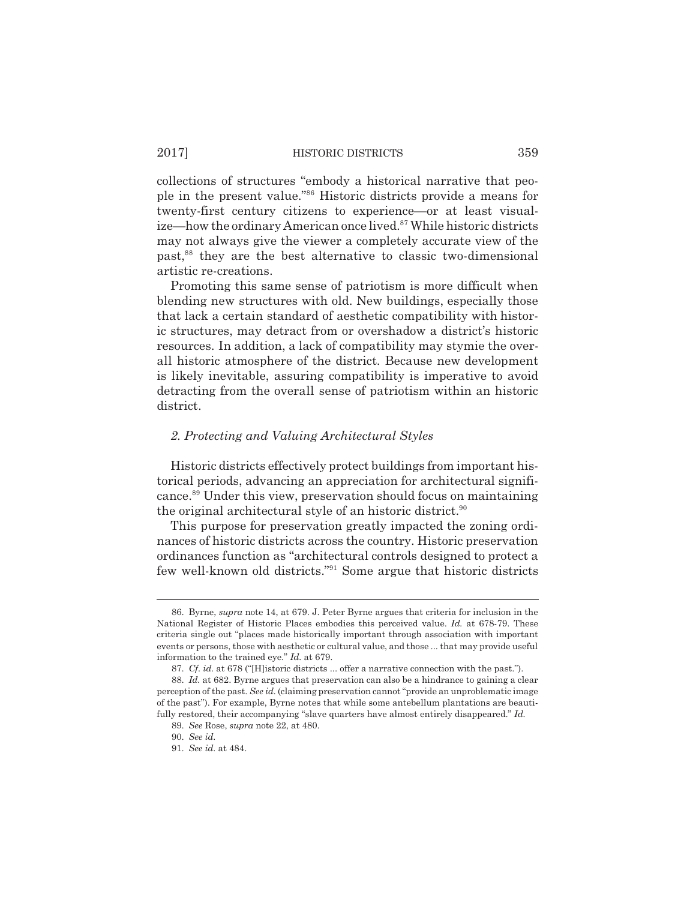collections of structures "embody a historical narrative that people in the present value."[86] Historic districts provide a means for twenty-first century citizens to experience—or at least visualize—how the ordinary American once lived.[87] While historic districts may not always give the viewer a completely accurate view of the past,[88] they are the best alternative to classic two-dimensional artistic re-creations.

Promoting this same sense of patriotism is more difficult when blending new structures with old. New buildings, especially those that lack a certain standard of aesthetic compatibility with historic structures, may detract from or overshadow a district's historic resources. In addition, a lack of compatibility may stymie the overall historic atmosphere of the district. Because new development is likely inevitable, assuring compatibility is imperative to avoid detracting from the overall sense of patriotism within an historic district.

### *2. Protecting and Valuing Architectural Styles*

Historic districts effectively protect buildings from important historical periods, advancing an appreciation for architectural significance.[89] Under this view, preservation should focus on maintaining the original architectural style of an historic district.[90]

This purpose for preservation greatly impacted the zoning ordinances of historic districts across the country. Historic preservation ordinances function as "architectural controls designed to protect a few well-known old districts."[91] Some argue that historic districts

---

86. Byrne, *supra* note 14, at 679. J. Peter Byrne argues that criteria for inclusion in the National Register of Historic Places embodies this perceived value. *Id.* at 678-79. These criteria single out "places made historically important through association with important events or persons, those with aesthetic or cultural value, and those ... that may provide useful information to the trained eye." *Id.* at 679.

87. *Cf. id.* at 678 ("[H]istoric districts ... offer a narrative connection with the past.").

88. *Id.* at 682. Byrne argues that preservation can also be a hindrance to gaining a clear perception of the past. *See id.* (claiming preservation cannot "provide an unproblematic image of the past"). For example, Byrne notes that while some antebellum plantations are beautifully restored, their accompanying "slave quarters have almost entirely disappeared." *Id.*

89. *See* Rose, *supra* note 22, at 480.

90. *See id.*

91. *See id.* at 484.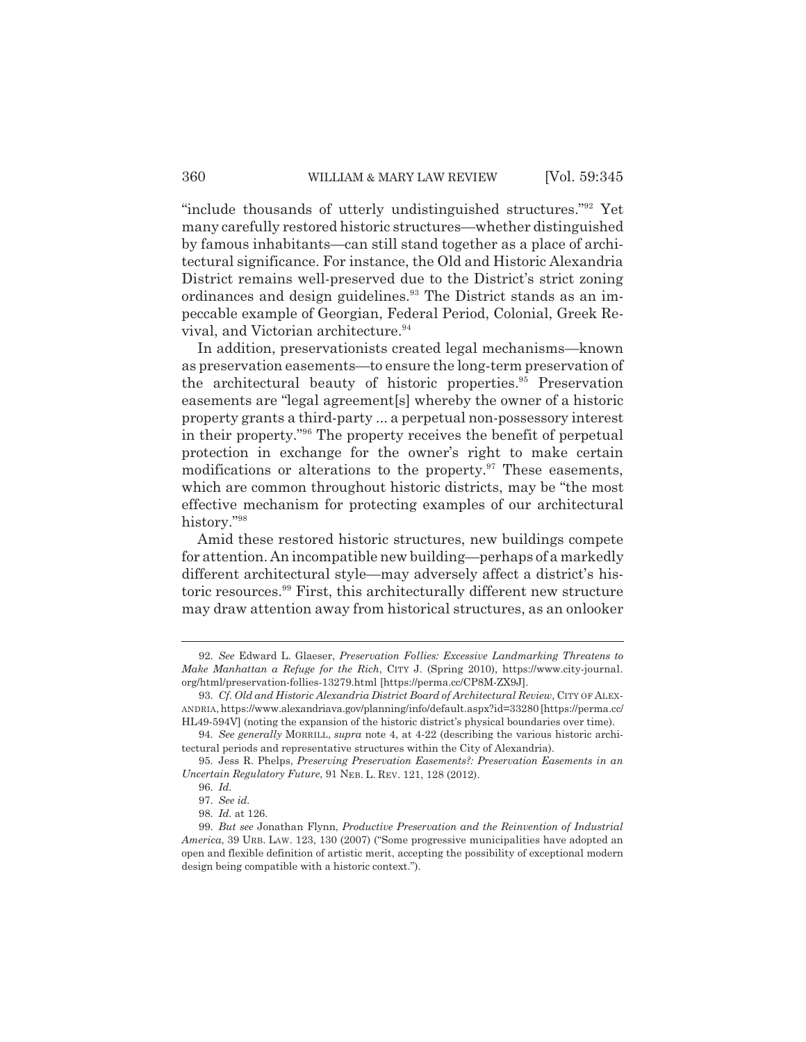"include thousands of utterly undistinguished structures."[92] Yet many carefully restored historic structures—whether distinguished by famous inhabitants—can still stand together as a place of architectural significance. For instance, the Old and Historic Alexandria District remains well-preserved due to the District's strict zoning ordinances and design guidelines.[93] The District stands as an impeccable example of Georgian, Federal Period, Colonial, Greek Revival, and Victorian architecture.[94]

In addition, preservationists created legal mechanisms—known as preservation easements—to ensure the long-term preservation of the architectural beauty of historic properties.[95] Preservation easements are "legal agreement[s] whereby the owner of a historic property grants a third-party ... a perpetual non-possessory interest in their property."[96] The property receives the benefit of perpetual protection in exchange for the owner's right to make certain modifications or alterations to the property.[97] These easements, which are common throughout historic districts, may be "the most effective mechanism for protecting examples of our architectural history."[98]

Amid these restored historic structures, new buildings compete for attention. An incompatible new building—perhaps of a markedly different architectural style—may adversely affect a district's historic resources.[99] First, this architecturally different new structure may draw attention away from historical structures, as an onlooker

---

92. *See* Edward L. Glaeser, *Preservation Follies: Excessive Landmarking Threatens to Make Manhattan a Refuge for the Rich*, CITY J. (Spring 2010), https://www.city-journal.org/html/preservation-follies-13279.html [https://perma.cc/CP8M-ZX9J].

93. *Cf. Old and Historic Alexandria District Board of Architectural Review*, CITY OF ALEXANDRIA, https://www.alexandriava.gov/planning/info/default.aspx?id=33280 [https://perma.cc/HL49-594V] (noting the expansion of the historic district's physical boundaries over time).

94. *See generally* MORRILL, *supra* note 4, at 4-22 (describing the various historic architectural periods and representative structures within the City of Alexandria).

95. Jess R. Phelps, *Preserving Preservation Easements?: Preservation Easements in an Uncertain Regulatory Future*, 91 NEB. L. REV. 121, 128 (2012).

96. *Id.*

97. *See id.*

98. *Id.* at 126.

99. *But see* Jonathan Flynn, *Productive Preservation and the Reinvention of Industrial America*, 39 URB. LAW. 123, 130 (2007) ("Some progressive municipalities have adopted an open and flexible definition of artistic merit, accepting the possibility of exceptional modern design being compatible with a historic context.").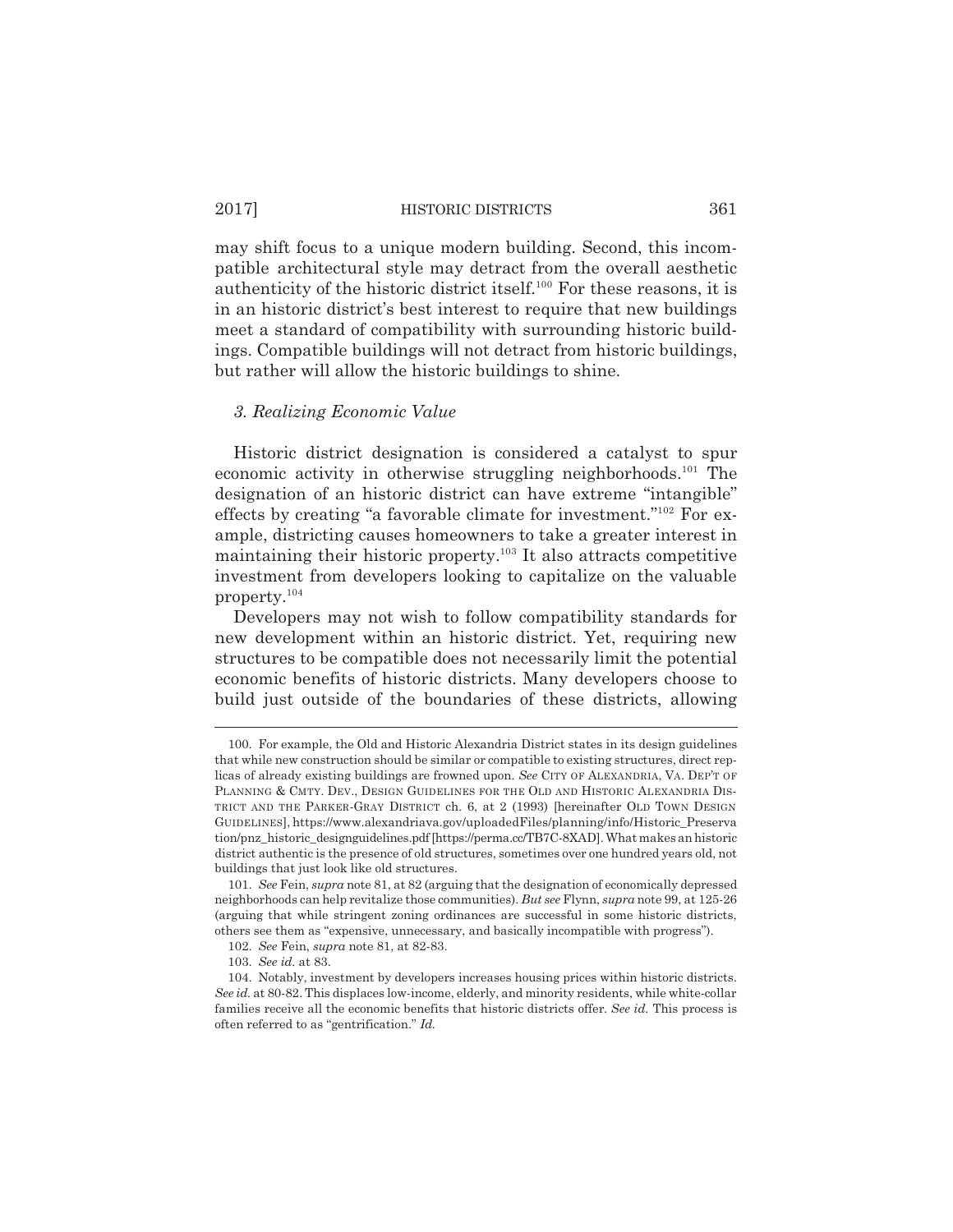may shift focus to a unique modern building. Second, this incompatible architectural style may detract from the overall aesthetic authenticity of the historic district itself.[100] For these reasons, it is in an historic district's best interest to require that new buildings meet a standard of compatibility with surrounding historic buildings. Compatible buildings will not detract from historic buildings, but rather will allow the historic buildings to shine.

### *3. Realizing Economic Value*

Historic district designation is considered a catalyst to spur economic activity in otherwise struggling neighborhoods.[101] The designation of an historic district can have extreme "intangible" effects by creating "a favorable climate for investment."[102] For example, districting causes homeowners to take a greater interest in maintaining their historic property.[103] It also attracts competitive investment from developers looking to capitalize on the valuable property.[104]

Developers may not wish to follow compatibility standards for new development within an historic district. Yet, requiring new structures to be compatible does not necessarily limit the potential economic benefits of historic districts. Many developers choose to build just outside of the boundaries of these districts, allowing

---

100. For example, the Old and Historic Alexandria District states in its design guidelines that while new construction should be similar or compatible to existing structures, direct replicas of already existing buildings are frowned upon. *See* CITY OF ALEXANDRIA, VA. DEP'T OF PLANNING & CMTY. DEV., DESIGN GUIDELINES FOR THE OLD AND HISTORIC ALEXANDRIA DISTRICT AND THE PARKER-GRAY DISTRICT ch. 6, at 2 (1993) [hereinafter OLD TOWN DESIGN GUIDELINES], https://www.alexandriava.gov/uploadedFiles/planning/info/Historic_Preservation/pnz_historic_designguidelines.pdf [https://perma.cc/TB7C-8XAD]. What makes an historic district authentic is the presence of old structures, sometimes over one hundred years old, not buildings that just look like old structures.

101. *See* Fein, *supra* note 81, at 82 (arguing that the designation of economically depressed neighborhoods can help revitalize those communities). *But see* Flynn, *supra* note 99, at 125-26 (arguing that while stringent zoning ordinances are successful in some historic districts, others see them as "expensive, unnecessary, and basically incompatible with progress").

102. *See* Fein, *supra* note 81, at 82-83.

103. *See id.* at 83.

104. Notably, investment by developers increases housing prices within historic districts. *See id.* at 80-82. This displaces low-income, elderly, and minority residents, while white-collar families receive all the economic benefits that historic districts offer. *See id.* This process is often referred to as "gentrification." *Id.*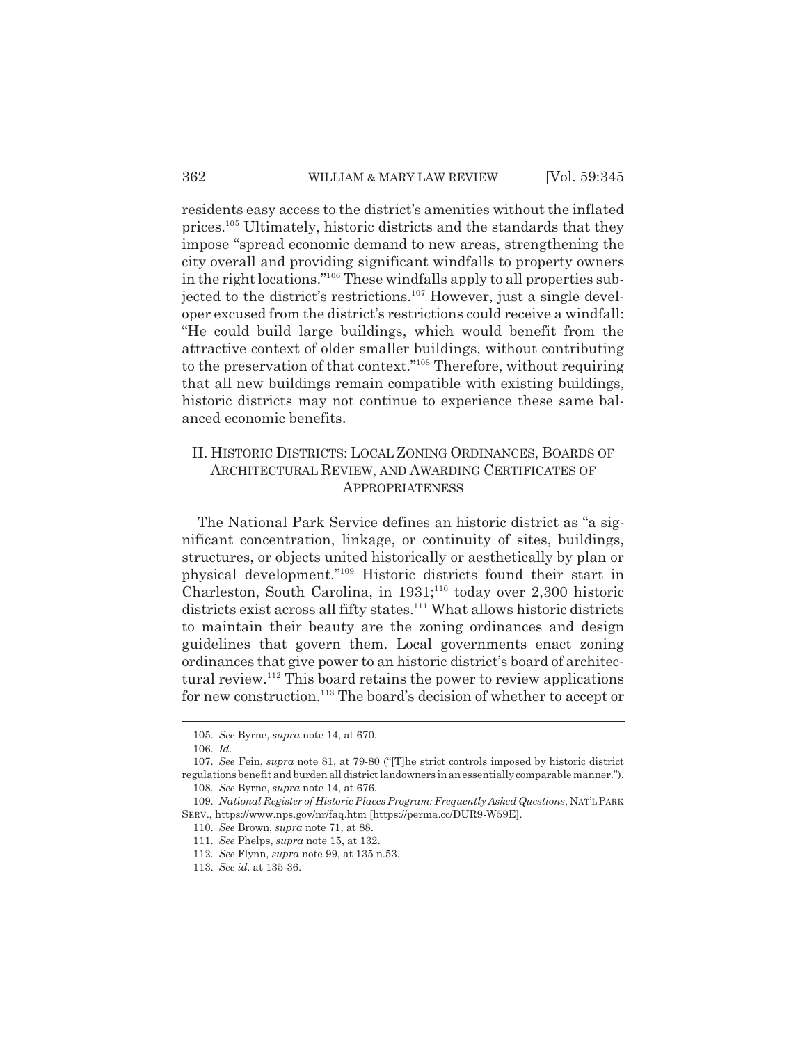residents easy access to the district's amenities without the inflated prices.[105] Ultimately, historic districts and the standards that they impose "spread economic demand to new areas, strengthening the city overall and providing significant windfalls to property owners in the right locations."[106] These windfalls apply to all properties subjected to the district's restrictions.[107] However, just a single developer excused from the district's restrictions could receive a windfall: "He could build large buildings, which would benefit from the attractive context of older smaller buildings, without contributing to the preservation of that context."[108] Therefore, without requiring that all new buildings remain compatible with existing buildings, historic districts may not continue to experience these same balanced economic benefits.

## II. HISTORIC DISTRICTS: LOCAL ZONING ORDINANCES, BOARDS OF ARCHITECTURAL REVIEW, AND AWARDING CERTIFICATES OF APPROPRIATENESS

The National Park Service defines an historic district as "a significant concentration, linkage, or continuity of sites, buildings, structures, or objects united historically or aesthetically by plan or physical development."[109] Historic districts found their start in Charleston, South Carolina, in 1931;[110] today over 2,300 historic districts exist across all fifty states.[111] What allows historic districts to maintain their beauty are the zoning ordinances and design guidelines that govern them. Local governments enact zoning ordinances that give power to an historic district's board of architectural review.[112] This board retains the power to review applications for new construction.[113] The board's decision of whether to accept or

---

105. *See* Byrne, *supra* note 14, at 670.

106. *Id.*

107. *See* Fein, *supra* note 81, at 79-80 ("[T]he strict controls imposed by historic district regulations benefit and burden all district landowners in an essentially comparable manner.").

108. *See* Byrne, *supra* note 14, at 676.

109. *National Register of Historic Places Program: Frequently Asked Questions*, NAT'L PARK SERV., https://www.nps.gov/nr/faq.htm [https://perma.cc/DUR9-W59E].

110. *See* Brown, *supra* note 71, at 88.

111. *See* Phelps, *supra* note 15, at 132.

112. *See* Flynn, *supra* note 99, at 135 n.53.

113. *See id.* at 135-36.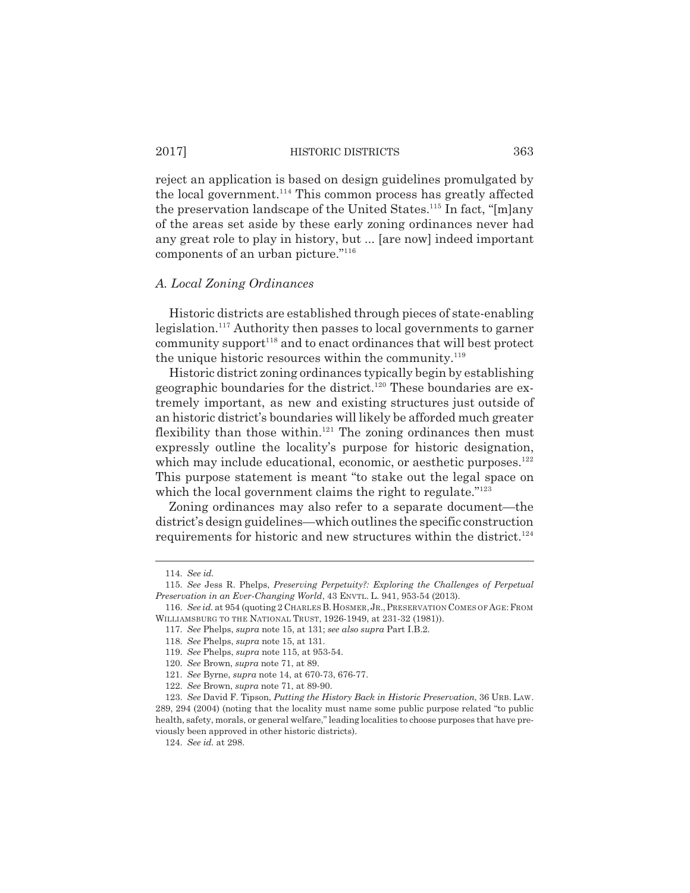reject an application is based on design guidelines promulgated by the local government.[114] This common process has greatly affected the preservation landscape of the United States.[115] In fact, "[m]any of the areas set aside by these early zoning ordinances never had any great role to play in history, but ... [are now] indeed important components of an urban picture."[116]

### *A. Local Zoning Ordinances*

Historic districts are established through pieces of state-enabling legislation.[117] Authority then passes to local governments to garner community support[118] and to enact ordinances that will best protect the unique historic resources within the community.[119]

Historic district zoning ordinances typically begin by establishing geographic boundaries for the district.[120] These boundaries are extremely important, as new and existing structures just outside of an historic district's boundaries will likely be afforded much greater flexibility than those within.[121] The zoning ordinances then must expressly outline the locality's purpose for historic designation, which may include educational, economic, or aesthetic purposes.[122] This purpose statement is meant "to stake out the legal space on which the local government claims the right to regulate."[123]

Zoning ordinances may also refer to a separate document—the district's design guidelines—which outlines the specific construction requirements for historic and new structures within the district.[124]

---

114. *See id.*

115. *See* Jess R. Phelps, *Preserving Perpetuity?: Exploring the Challenges of Perpetual Preservation in an Ever-Changing World*, 43 ENVTL. L. 941, 953-54 (2013).

116. *See id.* at 954 (quoting 2 CHARLES B. HOSMER, JR., PRESERVATION COMES OF AGE: FROM WILLIAMSBURG TO THE NATIONAL TRUST, 1926-1949, at 231-32 (1981)).

117. *See* Phelps, *supra* note 15, at 131; *see also supra* Part I.B.2.

118. *See* Phelps, *supra* note 15, at 131.

119. *See* Phelps, *supra* note 115, at 953-54.

120. *See* Brown, *supra* note 71, at 89.

121. *See* Byrne, *supra* note 14, at 670-73, 676-77.

122. *See* Brown, *supra* note 71, at 89-90.

123. *See* David F. Tipson, *Putting the History Back in Historic Preservation*, 36 URB. LAW. 289, 294 (2004) (noting that the locality must name some public purpose related "to public health, safety, morals, or general welfare," leading localities to choose purposes that have previously been approved in other historic districts).

124. *See id.* at 298.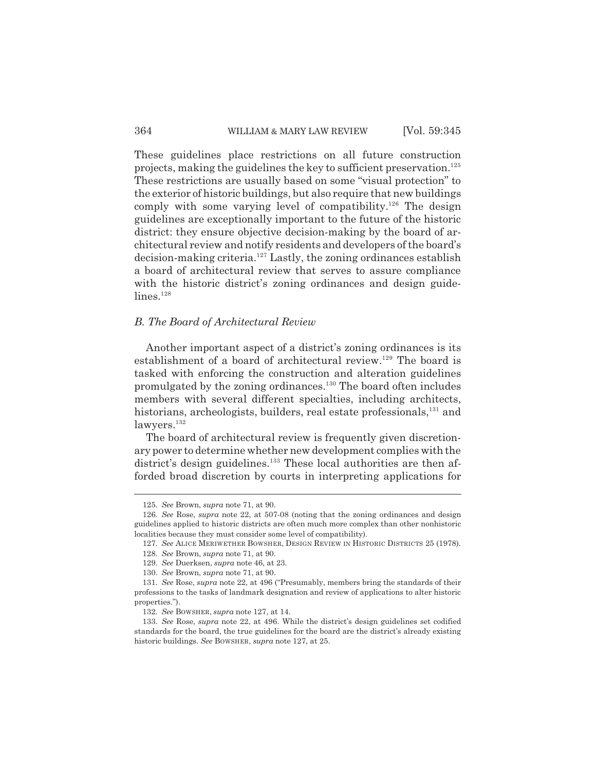These guidelines place restrictions on all future construction projects, making the guidelines the key to sufficient preservation.[125] These restrictions are usually based on some "visual protection" to the exterior of historic buildings, but also require that new buildings comply with some varying level of compatibility.[126] The design guidelines are exceptionally important to the future of the historic district: they ensure objective decision-making by the board of architectural review and notify residents and developers of the board's decision-making criteria.[127] Lastly, the zoning ordinances establish a board of architectural review that serves to assure compliance with the historic district's zoning ordinances and design guidelines.[128]

### *B. The Board of Architectural Review*

Another important aspect of a district's zoning ordinances is its establishment of a board of architectural review.[129] The board is tasked with enforcing the construction and alteration guidelines promulgated by the zoning ordinances.[130] The board often includes members with several different specialties, including architects, historians, archeologists, builders, real estate professionals,[131] and lawyers.[132]

The board of architectural review is frequently given discretionary power to determine whether new development complies with the district's design guidelines.[133] These local authorities are then afforded broad discretion by courts in interpreting applications for

---

125. *See* Brown, *supra* note 71, at 90.

126. *See* Rose, *supra* note 22, at 507-08 (noting that the zoning ordinances and design guidelines applied to historic districts are often much more complex than other nonhistoric localities because they must consider some level of compatibility).

127. *See* ALICE MERIWETHER BOWSHER, DESIGN REVIEW IN HISTORIC DISTRICTS 25 (1978).

128. *See* Brown, *supra* note 71, at 90.

129. *See* Duerksen, *supra* note 46, at 23.

130. *See* Brown, *supra* note 71, at 90.

131. *See* Rose, *supra* note 22, at 496 ("Presumably, members bring the standards of their professions to the tasks of landmark designation and review of applications to alter historic properties.").

132. *See* BOWSHER, *supra* note 127, at 14.

133. *See* Rose, *supra* note 22, at 496. While the district's design guidelines set codified standards for the board, the true guidelines for the board are the district's already existing historic buildings. *See* BOWSHER, *supra* note 127, at 25.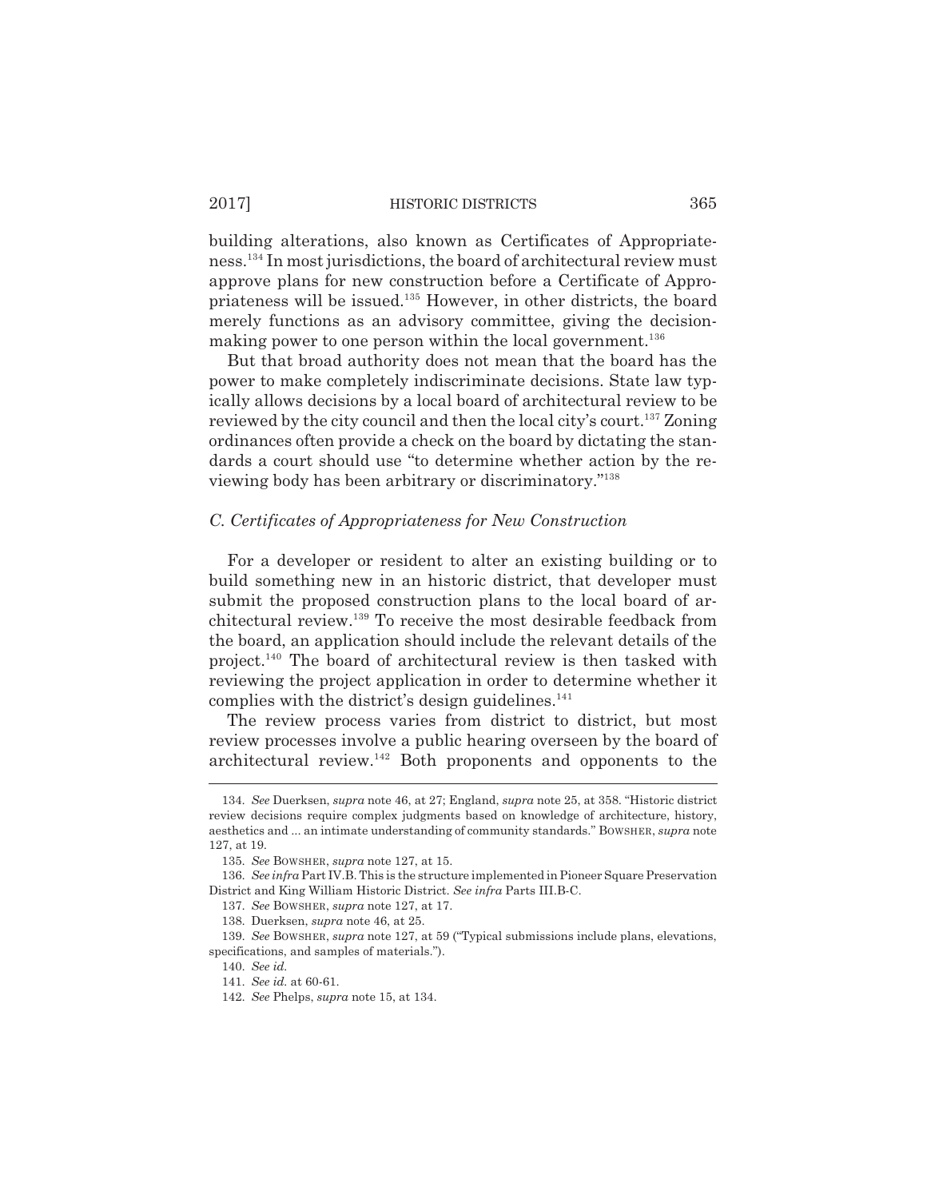building alterations, also known as Certificates of Appropriateness.[134] In most jurisdictions, the board of architectural review must approve plans for new construction before a Certificate of Appropriateness will be issued.[135] However, in other districts, the board merely functions as an advisory committee, giving the decision-making power to one person within the local government.[136]

But that broad authority does not mean that the board has the power to make completely indiscriminate decisions. State law typically allows decisions by a local board of architectural review to be reviewed by the city council and then the local city's court.[137] Zoning ordinances often provide a check on the board by dictating the standards a court should use "to determine whether action by the reviewing body has been arbitrary or discriminatory."[138]

### *C. Certificates of Appropriateness for New Construction*

For a developer or resident to alter an existing building or to build something new in an historic district, that developer must submit the proposed construction plans to the local board of architectural review.[139] To receive the most desirable feedback from the board, an application should include the relevant details of the project.[140] The board of architectural review is then tasked with reviewing the project application in order to determine whether it complies with the district's design guidelines.[141]

The review process varies from district to district, but most review processes involve a public hearing overseen by the board of architectural review.[142] Both proponents and opponents to the

---

134. *See* Duerksen, *supra* note 46, at 27; England, *supra* note 25, at 358. "Historic district review decisions require complex judgments based on knowledge of architecture, history, aesthetics and ... an intimate understanding of community standards." BOWSHER, *supra* note 127, at 19.

135. *See* BOWSHER, *supra* note 127, at 15.

136. *See infra* Part IV.B. This is the structure implemented in Pioneer Square Preservation District and King William Historic District. *See infra* Parts III.B-C.

137. *See* BOWSHER, *supra* note 127, at 17.

138. Duerksen, *supra* note 46, at 25.

139. *See* BOWSHER, *supra* note 127, at 59 ("Typical submissions include plans, elevations, specifications, and samples of materials.").

140. *See id.*

141. *See id.* at 60-61.

142. *See* Phelps, *supra* note 15, at 134.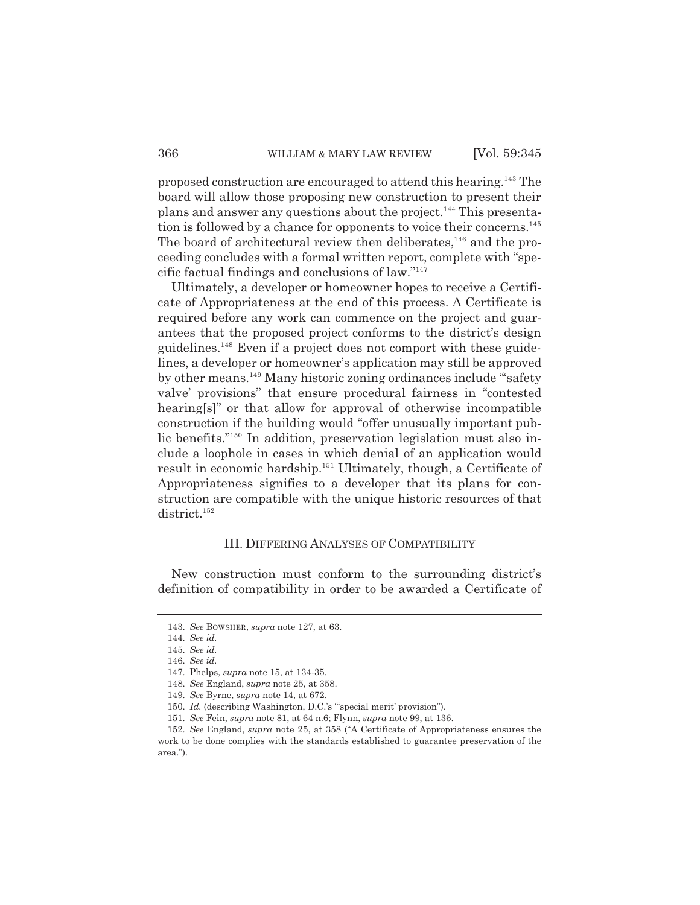proposed construction are encouraged to attend this hearing.[143] The board will allow those proposing new construction to present their plans and answer any questions about the project.[144] This presentation is followed by a chance for opponents to voice their concerns.[145] The board of architectural review then deliberates,[146] and the proceeding concludes with a formal written report, complete with "specific factual findings and conclusions of law."[147]

Ultimately, a developer or homeowner hopes to receive a Certificate of Appropriateness at the end of this process. A Certificate is required before any work can commence on the project and guarantees that the proposed project conforms to the district's design guidelines.[148] Even if a project does not comport with these guidelines, a developer or homeowner's application may still be approved by other means.[149] Many historic zoning ordinances include "'safety valve' provisions" that ensure procedural fairness in "contested hearing[s]" or that allow for approval of otherwise incompatible construction if the building would "offer unusually important public benefits."[150] In addition, preservation legislation must also include a loophole in cases in which denial of an application would result in economic hardship.[151] Ultimately, though, a Certificate of Appropriateness signifies to a developer that its plans for construction are compatible with the unique historic resources of that district.[152]

## III. DIFFERING ANALYSES OF COMPATIBILITY

New construction must conform to the surrounding district's definition of compatibility in order to be awarded a Certificate of

---

143. *See* BOWSHER, *supra* note 127, at 63.

144. *See id.*

145. *See id.*

146. *See id.*

147. Phelps, *supra* note 15, at 134-35.

148. *See* England, *supra* note 25, at 358.

149. *See* Byrne, *supra* note 14, at 672.

150. *Id.* (describing Washington, D.C.'s "'special merit' provision").

151. *See* Fein, *supra* note 81, at 64 n.6; Flynn, *supra* note 99, at 136.

152. *See* England, *supra* note 25, at 358 ("A Certificate of Appropriateness ensures the work to be done complies with the standards established to guarantee preservation of the area.").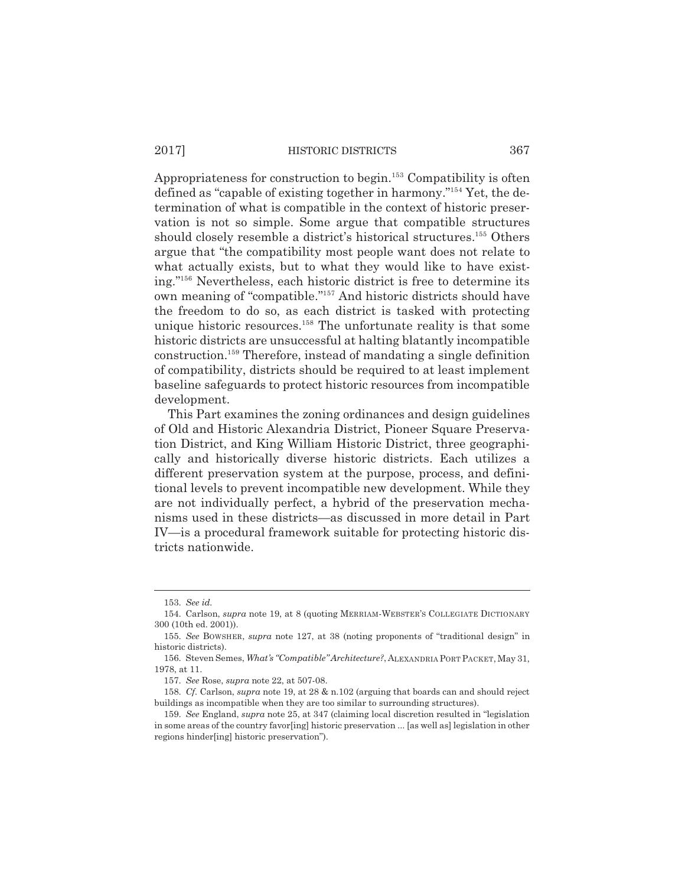Appropriateness for construction to begin.[153] Compatibility is often defined as "capable of existing together in harmony."[154] Yet, the determination of what is compatible in the context of historic preservation is not so simple. Some argue that compatible structures should closely resemble a district's historical structures.[155] Others argue that "the compatibility most people want does not relate to what actually exists, but to what they would like to have existing."[156] Nevertheless, each historic district is free to determine its own meaning of "compatible."[157] And historic districts should have the freedom to do so, as each district is tasked with protecting unique historic resources.[158] The unfortunate reality is that some historic districts are unsuccessful at halting blatantly incompatible construction.[159] Therefore, instead of mandating a single definition of compatibility, districts should be required to at least implement baseline safeguards to protect historic resources from incompatible development.

This Part examines the zoning ordinances and design guidelines of Old and Historic Alexandria District, Pioneer Square Preservation District, and King William Historic District, three geographically and historically diverse historic districts. Each utilizes a different preservation system at the purpose, process, and definitional levels to prevent incompatible new development. While they are not individually perfect, a hybrid of the preservation mechanisms used in these districts—as discussed in more detail in Part IV—is a procedural framework suitable for protecting historic districts nationwide.

---

153. *See id.*

154. Carlson, *supra* note 19, at 8 (quoting MERRIAM-WEBSTER'S COLLEGIATE DICTIONARY 300 (10th ed. 2001)).

155. *See* BOWSHER, *supra* note 127, at 38 (noting proponents of "traditional design" in historic districts).

156. Steven Semes, *What's "Compatible" Architecture?*, ALEXANDRIA PORT PACKET, May 31, 1978, at 11.

157. *See* Rose, *supra* note 22, at 507-08.

158. *Cf.* Carlson, *supra* note 19, at 28 & n.102 (arguing that boards can and should reject buildings as incompatible when they are too similar to surrounding structures).

159. *See* England, *supra* note 25, at 347 (claiming local discretion resulted in "legislation in some areas of the country favor[ing] historic preservation ... [as well as] legislation in other regions hinder[ing] historic preservation").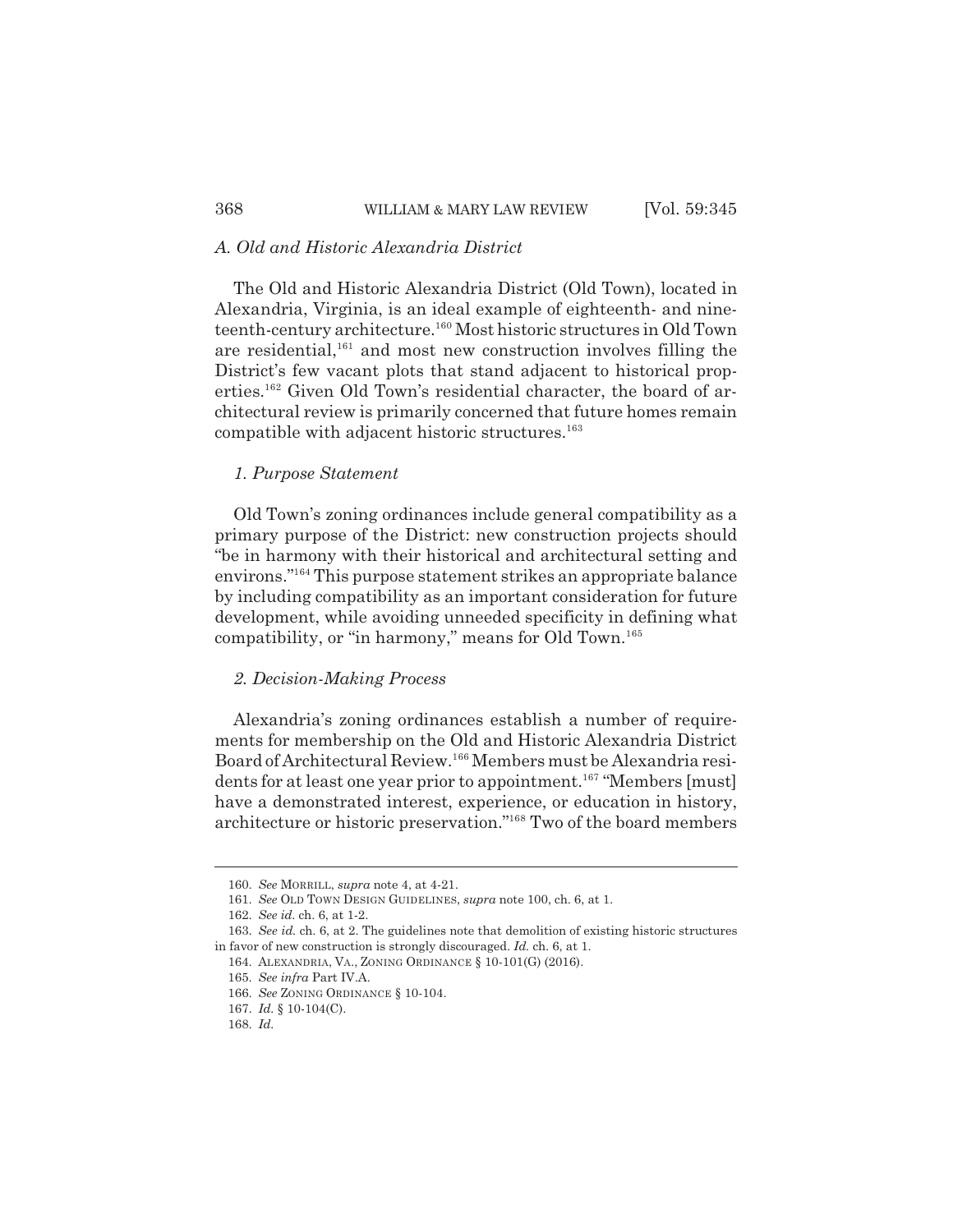### *A. Old and Historic Alexandria District*

The Old and Historic Alexandria District (Old Town), located in Alexandria, Virginia, is an ideal example of eighteenth- and nineteenth-century architecture.[160] Most historic structures in Old Town are residential,[161] and most new construction involves filling the District's few vacant plots that stand adjacent to historical properties.[162] Given Old Town's residential character, the board of architectural review is primarily concerned that future homes remain compatible with adjacent historic structures.[163]

#### *1. Purpose Statement*

Old Town's zoning ordinances include general compatibility as a primary purpose of the District: new construction projects should "be in harmony with their historical and architectural setting and environs."[164] This purpose statement strikes an appropriate balance by including compatibility as an important consideration for future development, while avoiding unneeded specificity in defining what compatibility, or "in harmony," means for Old Town.[165]

#### *2. Decision-Making Process*

Alexandria's zoning ordinances establish a number of requirements for membership on the Old and Historic Alexandria District Board of Architectural Review.[166] Members must be Alexandria residents for at least one year prior to appointment.[167] "Members [must] have a demonstrated interest, experience, or education in history, architecture or historic preservation."[168] Two of the board members

---

160. *See* MORRILL, *supra* note 4, at 4-21.

161. *See* OLD TOWN DESIGN GUIDELINES, *supra* note 100, ch. 6, at 1.

162. *See id.* ch. 6, at 1-2.

163. *See id.* ch. 6, at 2. The guidelines note that demolition of existing historic structures in favor of new construction is strongly discouraged. *Id.* ch. 6, at 1.

164. ALEXANDRIA, VA., ZONING ORDINANCE § 10-101(G) (2016).

165. *See infra* Part IV.A.

166. *See* ZONING ORDINANCE § 10-104.

167. *Id.* § 10-104(C).

168. *Id.*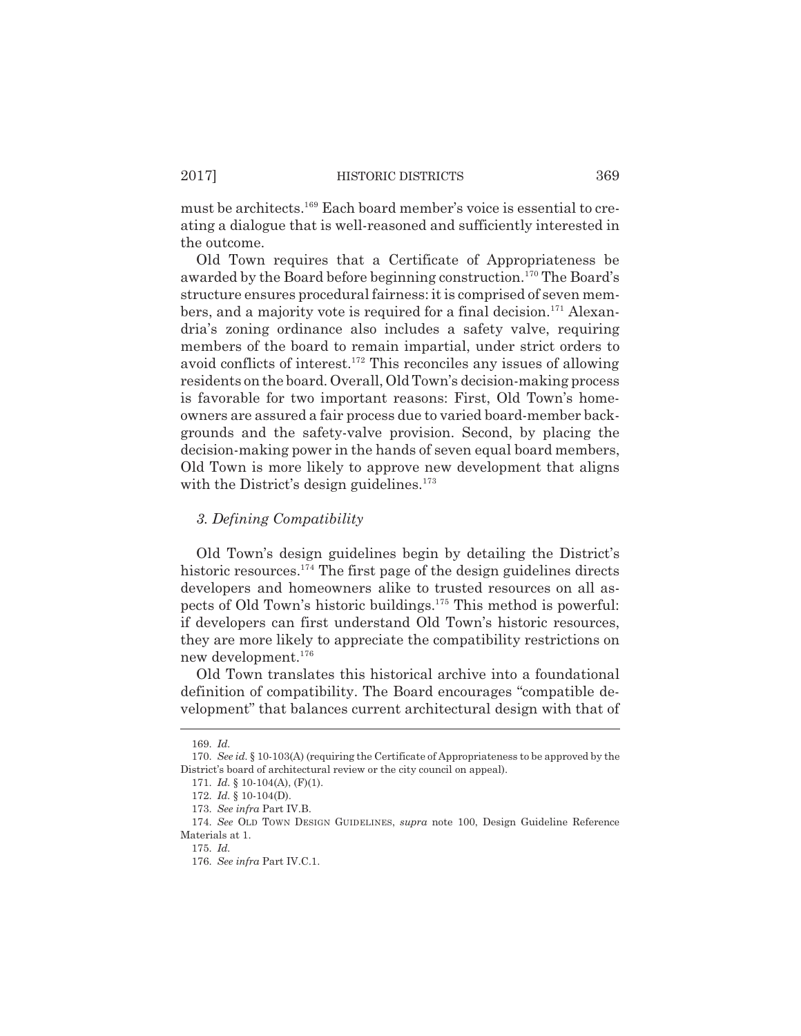must be architects.[169] Each board member's voice is essential to creating a dialogue that is well-reasoned and sufficiently interested in the outcome.

Old Town requires that a Certificate of Appropriateness be awarded by the Board before beginning construction.[170] The Board's structure ensures procedural fairness: it is comprised of seven members, and a majority vote is required for a final decision.[171] Alexandria's zoning ordinance also includes a safety valve, requiring members of the board to remain impartial, under strict orders to avoid conflicts of interest.[172] This reconciles any issues of allowing residents on the board. Overall, Old Town's decision-making process is favorable for two important reasons: First, Old Town's homeowners are assured a fair process due to varied board-member backgrounds and the safety-valve provision. Second, by placing the decision-making power in the hands of seven equal board members, Old Town is more likely to approve new development that aligns with the District's design guidelines.[173]

### *3. Defining Compatibility*

Old Town's design guidelines begin by detailing the District's historic resources.[174] The first page of the design guidelines directs developers and homeowners alike to trusted resources on all aspects of Old Town's historic buildings.[175] This method is powerful: if developers can first understand Old Town's historic resources, they are more likely to appreciate the compatibility restrictions on new development.[176]

Old Town translates this historical archive into a foundational definition of compatibility. The Board encourages "compatible development" that balances current architectural design with that of

---

169. *Id.*

170. *See id.* § 10-103(A) (requiring the Certificate of Appropriateness to be approved by the District's board of architectural review or the city council on appeal).

171. *Id.* § 10-104(A), (F)(1).

172. *Id.* § 10-104(D).

173. *See infra* Part IV.B.

174. *See* OLD TOWN DESIGN GUIDELINES, *supra* note 100, Design Guideline Reference Materials at 1.

175. *Id.*

176. *See infra* Part IV.C.1.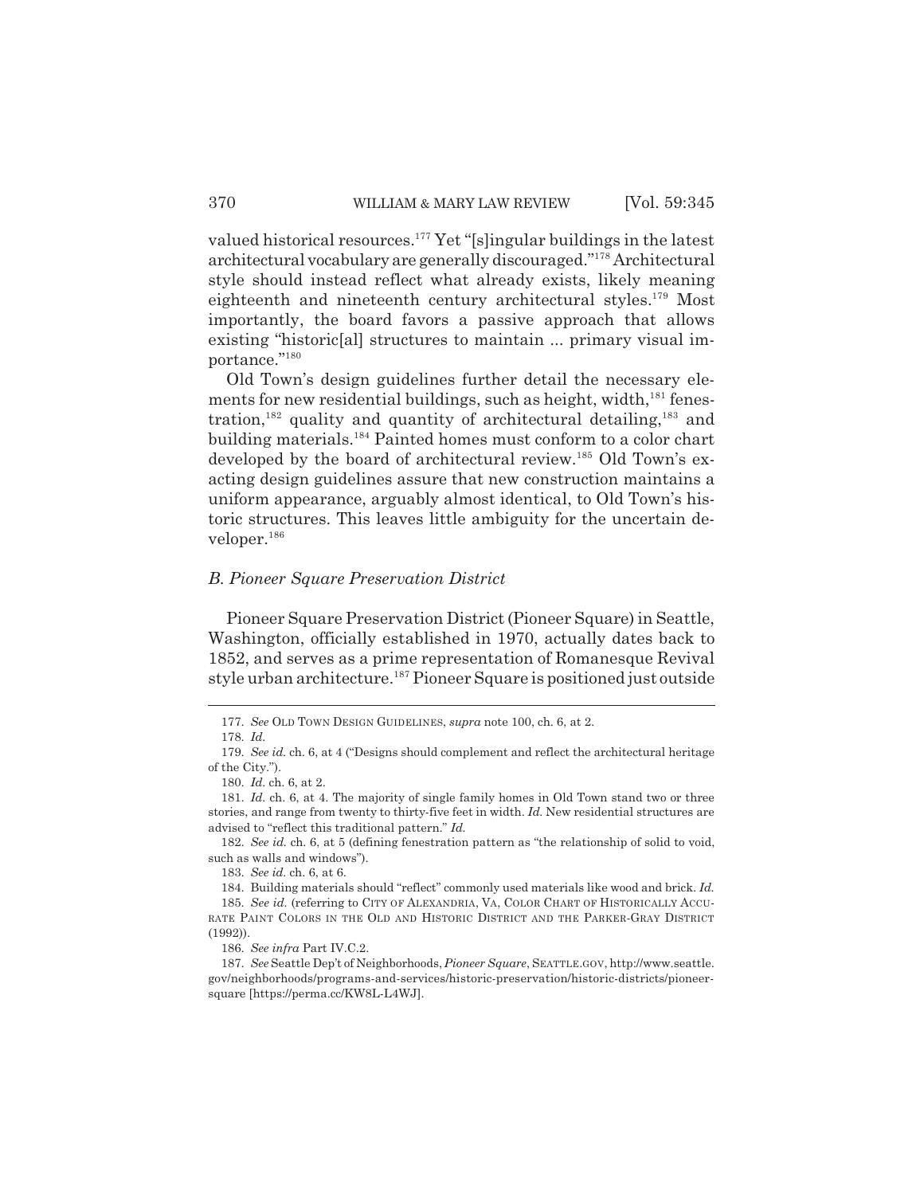valued historical resources.[177] Yet "[s]ingular buildings in the latest architectural vocabulary are generally discouraged."[178] Architectural style should instead reflect what already exists, likely meaning eighteenth and nineteenth century architectural styles.[179] Most importantly, the board favors a passive approach that allows existing "historic[al] structures to maintain ... primary visual importance."[180]

Old Town's design guidelines further detail the necessary elements for new residential buildings, such as height, width,[181] fenestration,[182] quality and quantity of architectural detailing,[183] and building materials.[184] Painted homes must conform to a color chart developed by the board of architectural review.[185] Old Town's exacting design guidelines assure that new construction maintains a uniform appearance, arguably almost identical, to Old Town's historic structures. This leaves little ambiguity for the uncertain developer.[186]

### *B. Pioneer Square Preservation District*

Pioneer Square Preservation District (Pioneer Square) in Seattle, Washington, officially established in 1970, actually dates back to 1852, and serves as a prime representation of Romanesque Revival style urban architecture.[187] Pioneer Square is positioned just outside

---

177. *See* OLD TOWN DESIGN GUIDELINES, *supra* note 100, ch. 6, at 2.

178. *Id.*

179. *See id.* ch. 6, at 4 ("Designs should complement and reflect the architectural heritage of the City.").

180. *Id.* ch. 6, at 2.

181. *Id.* ch. 6, at 4. The majority of single family homes in Old Town stand two or three stories, and range from twenty to thirty-five feet in width. *Id.* New residential structures are advised to "reflect this traditional pattern." *Id.*

182. *See id.* ch. 6, at 5 (defining fenestration pattern as "the relationship of solid to void, such as walls and windows").

183. *See id.* ch. 6, at 6.

184. Building materials should "reflect" commonly used materials like wood and brick. *Id.*

185. *See id.* (referring to CITY OF ALEXANDRIA, VA, COLOR CHART OF HISTORICALLY ACCURATE PAINT COLORS IN THE OLD AND HISTORIC DISTRICT AND THE PARKER-GRAY DISTRICT (1992)).

186. *See infra* Part IV.C.2.

187. *See* Seattle Dep't of Neighborhoods, *Pioneer Square*, SEATTLE.GOV, http://www.seattle.gov/neighborhoods/programs-and-services/historic-preservation/historic-districts/pioneer-square [https://perma.cc/KW8L-L4WJ].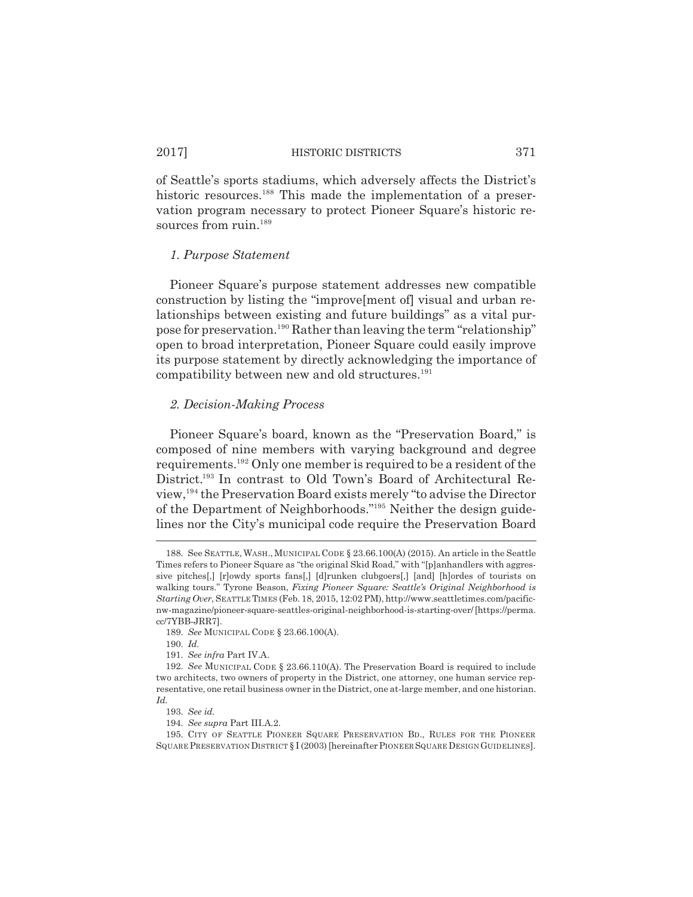of Seattle's sports stadiums, which adversely affects the District's historic resources.[188] This made the implementation of a preservation program necessary to protect Pioneer Square's historic resources from ruin.[189]

### *1. Purpose Statement*

Pioneer Square's purpose statement addresses new compatible construction by listing the "improve[ment of] visual and urban relationships between existing and future buildings" as a vital purpose for preservation.[190] Rather than leaving the term "relationship" open to broad interpretation, Pioneer Square could easily improve its purpose statement by directly acknowledging the importance of compatibility between new and old structures.[191]

### *2. Decision-Making Process*

Pioneer Square's board, known as the "Preservation Board," is composed of nine members with varying background and degree requirements.[192] Only one member is required to be a resident of the District.[193] In contrast to Old Town's Board of Architectural Review,[194] the Preservation Board exists merely "to advise the Director of the Department of Neighborhoods."[195] Neither the design guidelines nor the City's municipal code require the Preservation Board

---

188. See SEATTLE, WASH., MUNICIPAL CODE § 23.66.100(A) (2015). An article in the Seattle Times refers to Pioneer Square as "the original Skid Road," with "[p]anhandlers with aggressive pitches[,] [r]owdy sports fans[,] [d]runken clubgoers[,] [and] [h]ordes of tourists on walking tours." Tyrone Beason, *Fixing Pioneer Square: Seattle's Original Neighborhood is Starting Over*, SEATTLE TIMES (Feb. 18, 2015, 12:02 PM), http://www.seattletimes.com/pacific-nw-magazine/pioneer-square-seattles-original-neighborhood-is-starting-over/ [https://perma.cc/7YBB-JRR7].

189. *See* MUNICIPAL CODE § 23.66.100(A).

190. *Id.*

191. *See infra* Part IV.A.

192. *See* MUNICIPAL CODE § 23.66.110(A). The Preservation Board is required to include two architects, two owners of property in the District, one attorney, one human service representative, one retail business owner in the District, one at-large member, and one historian. *Id.*

193. *See id.*

194. *See supra* Part III.A.2.

195. CITY OF SEATTLE PIONEER SQUARE PRESERVATION BD., RULES FOR THE PIONEER SQUARE PRESERVATION DISTRICT § I (2003) [hereinafter PIONEER SQUARE DESIGN GUIDELINES].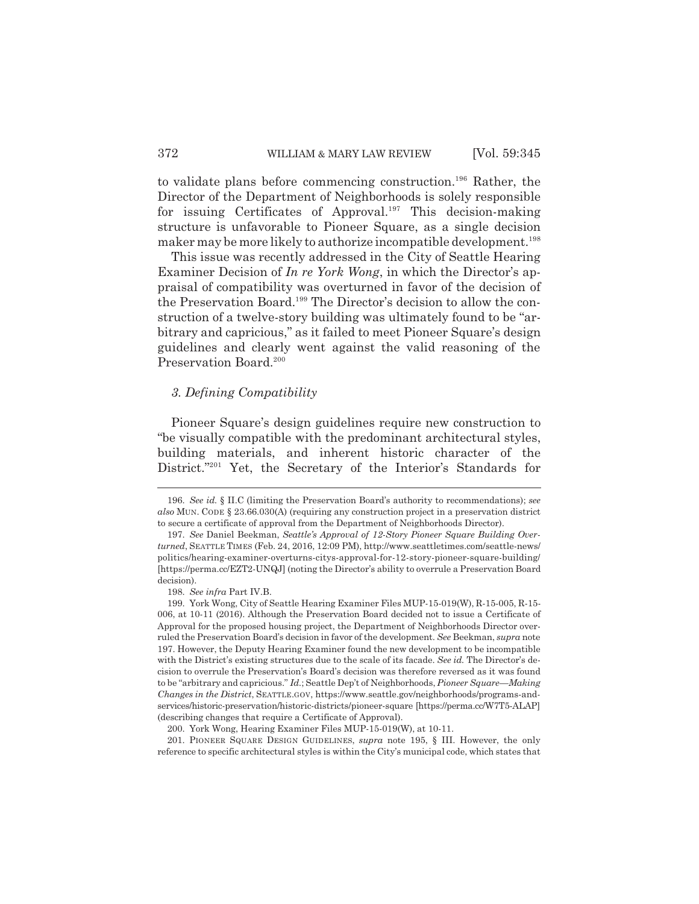to validate plans before commencing construction.[196] Rather, the Director of the Department of Neighborhoods is solely responsible for issuing Certificates of Approval.[197] This decision-making structure is unfavorable to Pioneer Square, as a single decision maker may be more likely to authorize incompatible development.[198]

This issue was recently addressed in the City of Seattle Hearing Examiner Decision of *In re York Wong*, in which the Director's appraisal of compatibility was overturned in favor of the decision of the Preservation Board.[199] The Director's decision to allow the construction of a twelve-story building was ultimately found to be "arbitrary and capricious," as it failed to meet Pioneer Square's design guidelines and clearly went against the valid reasoning of the Preservation Board.[200]

### *3. Defining Compatibility*

Pioneer Square's design guidelines require new construction to "be visually compatible with the predominant architectural styles, building materials, and inherent historic character of the District."[201] Yet, the Secretary of the Interior's Standards for

---

196. *See id.* § II.C (limiting the Preservation Board's authority to recommendations); *see also* MUN. CODE § 23.66.030(A) (requiring any construction project in a preservation district to secure a certificate of approval from the Department of Neighborhoods Director).

197. *See* Daniel Beekman, *Seattle's Approval of 12-Story Pioneer Square Building Overturned*, SEATTLE TIMES (Feb. 24, 2016, 12:09 PM), http://www.seattletimes.com/seattle-news/politics/hearing-examiner-overturns-citys-approval-for-12-story-pioneer-square-building/ [https://perma.cc/EZT2-UNQJ] (noting the Director's ability to overrule a Preservation Board decision).

198. *See infra* Part IV.B.

199. York Wong, City of Seattle Hearing Examiner Files MUP-15-019(W), R-15-005, R-15-006, at 10-11 (2016). Although the Preservation Board decided not to issue a Certificate of Approval for the proposed housing project, the Department of Neighborhoods Director overruled the Preservation Board's decision in favor of the development. *See* Beekman, *supra* note 197. However, the Deputy Hearing Examiner found the new development to be incompatible with the District's existing structures due to the scale of its facade. *See id.* The Director's decision to overrule the Preservation's Board's decision was therefore reversed as it was found to be "arbitrary and capricious." *Id.*; Seattle Dep't of Neighborhoods, *Pioneer Square—Making Changes in the District*, SEATTLE.GOV, https://www.seattle.gov/neighborhoods/programs-and-services/historic-preservation/historic-districts/pioneer-square [https://perma.cc/W7T5-ALAP] (describing changes that require a Certificate of Approval).

200. York Wong, Hearing Examiner Files MUP-15-019(W), at 10-11.

201. PIONEER SQUARE DESIGN GUIDELINES, *supra* note 195, § III. However, the only reference to specific architectural styles is within the City's municipal code, which states that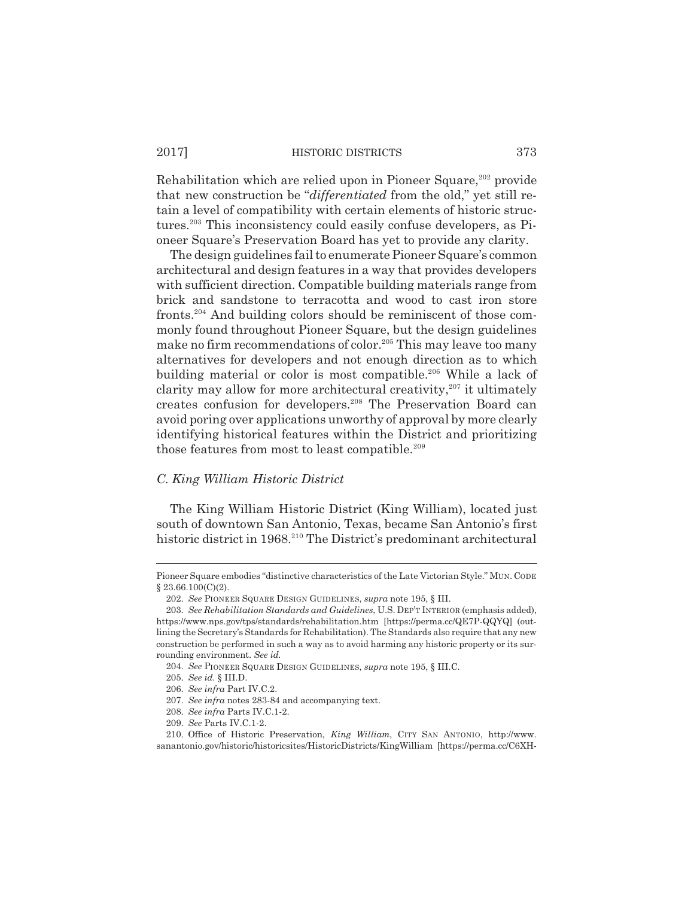Rehabilitation which are relied upon in Pioneer Square,[202] provide that new construction be "*differentiated* from the old," yet still retain a level of compatibility with certain elements of historic structures.[203] This inconsistency could easily confuse developers, as Pioneer Square's Preservation Board has yet to provide any clarity.

The design guidelines fail to enumerate Pioneer Square's common architectural and design features in a way that provides developers with sufficient direction. Compatible building materials range from brick and sandstone to terracotta and wood to cast iron store fronts.[204] And building colors should be reminiscent of those commonly found throughout Pioneer Square, but the design guidelines make no firm recommendations of color.[205] This may leave too many alternatives for developers and not enough direction as to which building material or color is most compatible.[206] While a lack of clarity may allow for more architectural creativity,[207] it ultimately creates confusion for developers.[208] The Preservation Board can avoid poring over applications unworthy of approval by more clearly identifying historical features within the District and prioritizing those features from most to least compatible.[209]

### *C. King William Historic District*

The King William Historic District (King William), located just south of downtown San Antonio, Texas, became San Antonio's first historic district in 1968.[210] The District's predominant architectural

---

Pioneer Square embodies "distinctive characteristics of the Late Victorian Style." MUN. CODE § 23.66.100(C)(2).

202. *See* PIONEER SQUARE DESIGN GUIDELINES, *supra* note 195, § III.

203. *See Rehabilitation Standards and Guidelines*, U.S. DEP'T INTERIOR (emphasis added), https://www.nps.gov/tps/standards/rehabilitation.htm [https://perma.cc/QE7P-QQYQ] (outlining the Secretary's Standards for Rehabilitation). The Standards also require that any new construction be performed in such a way as to avoid harming any historic property or its surrounding environment. *See id.*

204. *See* PIONEER SQUARE DESIGN GUIDELINES, *supra* note 195, § III.C.

205. *See id.* § III.D.

206. *See infra* Part IV.C.2.

207. *See infra* notes 283-84 and accompanying text.

208. *See infra* Parts IV.C.1-2.

209. *See* Parts IV.C.1-2.

210. Office of Historic Preservation, *King William*, CITY SAN ANTONIO, http://www.sanantonio.gov/historic/historicsites/HistoricDistricts/KingWilliam [https://perma.cc/C6XH-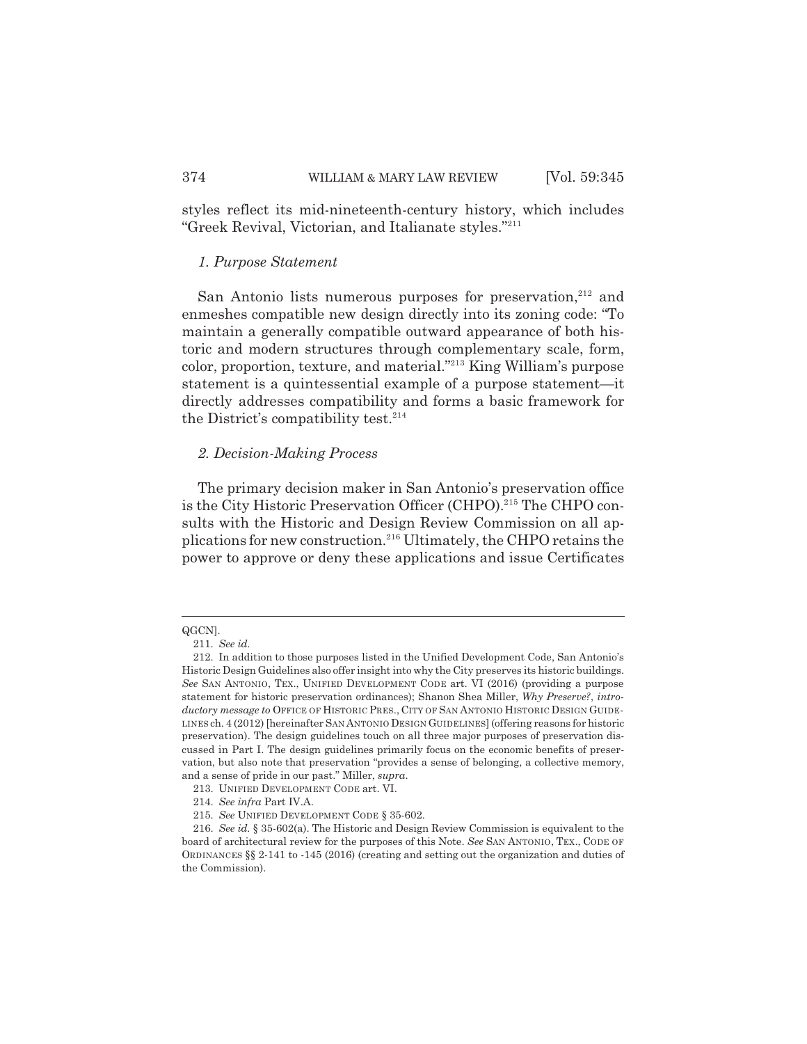styles reflect its mid-nineteenth-century history, which includes "Greek Revival, Victorian, and Italianate styles."[211]

### *1. Purpose Statement*

San Antonio lists numerous purposes for preservation,[212] and enmeshes compatible new design directly into its zoning code: "To maintain a generally compatible outward appearance of both historic and modern structures through complementary scale, form, color, proportion, texture, and material."[213] King William's purpose statement is a quintessential example of a purpose statement—it directly addresses compatibility and forms a basic framework for the District's compatibility test.[214]

### *2. Decision-Making Process*

The primary decision maker in San Antonio's preservation office is the City Historic Preservation Officer (CHPO).[215] The CHPO consults with the Historic and Design Review Commission on all applications for new construction.[216] Ultimately, the CHPO retains the power to approve or deny these applications and issue Certificates

---

QGCN].

211. *See id.*

212. In addition to those purposes listed in the Unified Development Code, San Antonio's Historic Design Guidelines also offer insight into why the City preserves its historic buildings. *See* SAN ANTONIO, TEX., UNIFIED DEVELOPMENT CODE art. VI (2016) (providing a purpose statement for historic preservation ordinances); Shanon Shea Miller, *Why Preserve?*, *introductory message to* OFFICE OF HISTORIC PRES., CITY OF SAN ANTONIO HISTORIC DESIGN GUIDELINES ch. 4 (2012) [hereinafter SAN ANTONIO DESIGN GUIDELINES] (offering reasons for historic preservation). The design guidelines touch on all three major purposes of preservation discussed in Part I. The design guidelines primarily focus on the economic benefits of preservation, but also note that preservation "provides a sense of belonging, a collective memory, and a sense of pride in our past." Miller, *supra*.

213. UNIFIED DEVELOPMENT CODE art. VI.

214. *See infra* Part IV.A.

215. *See* UNIFIED DEVELOPMENT CODE § 35-602.

216. *See id.* § 35-602(a). The Historic and Design Review Commission is equivalent to the board of architectural review for the purposes of this Note. *See* SAN ANTONIO, TEX., CODE OF ORDINANCES §§ 2-141 to -145 (2016) (creating and setting out the organization and duties of the Commission).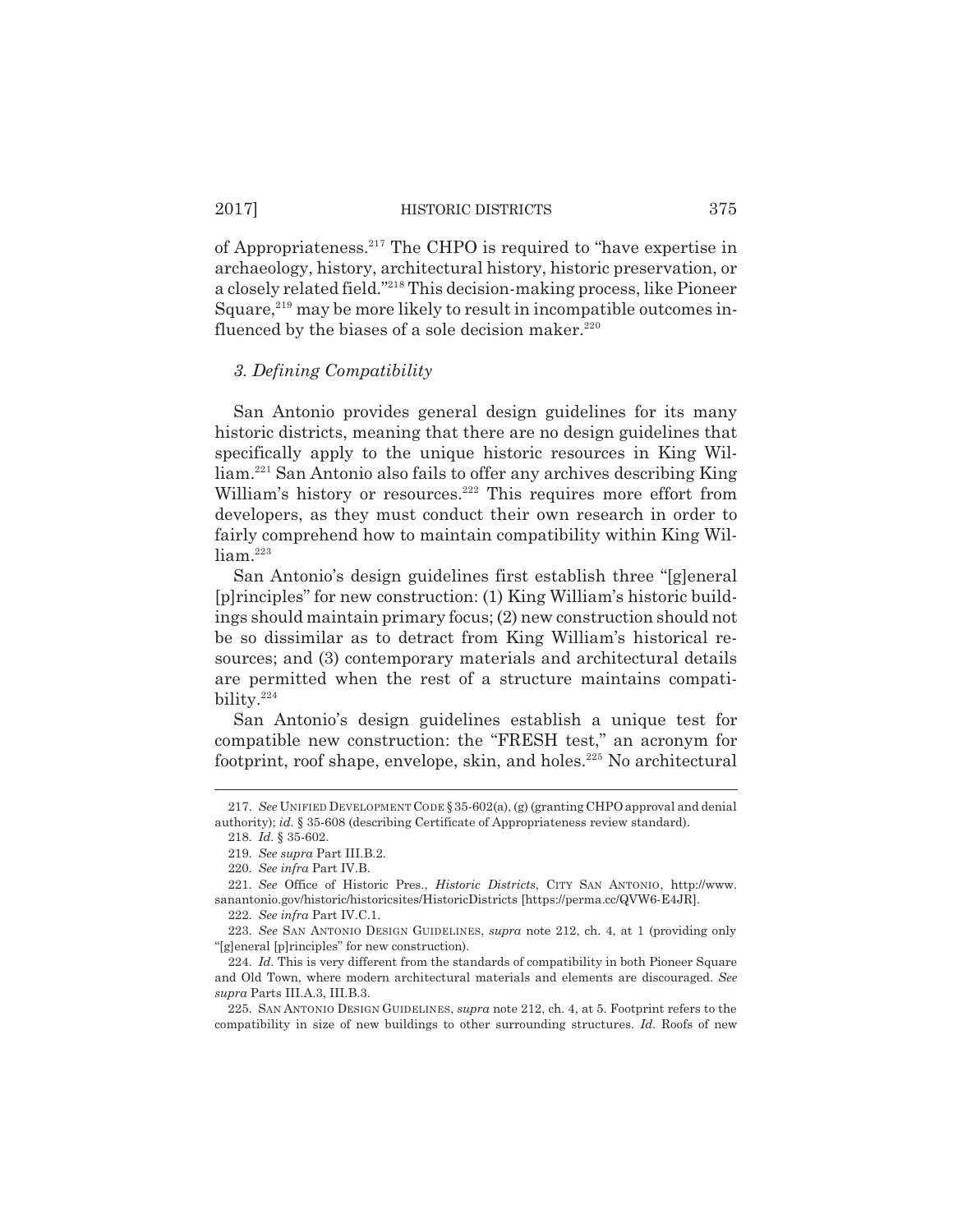of Appropriateness.[217] The CHPO is required to "have expertise in archaeology, history, architectural history, historic preservation, or a closely related field."[218] This decision-making process, like Pioneer Square,[219] may be more likely to result in incompatible outcomes influenced by the biases of a sole decision maker.[220]

### *3. Defining Compatibility*

San Antonio provides general design guidelines for its many historic districts, meaning that there are no design guidelines that specifically apply to the unique historic resources in King William.[221] San Antonio also fails to offer any archives describing King William's history or resources.[222] This requires more effort from developers, as they must conduct their own research in order to fairly comprehend how to maintain compatibility within King William.[223]

San Antonio's design guidelines first establish three "[g]eneral [p]rinciples" for new construction: (1) King William's historic buildings should maintain primary focus; (2) new construction should not be so dissimilar as to detract from King William's historical resources; and (3) contemporary materials and architectural details are permitted when the rest of a structure maintains compatibility.[224]

San Antonio's design guidelines establish a unique test for compatible new construction: the "FRESH test," an acronym for footprint, roof shape, envelope, skin, and holes.[225] No architectural

---

217. *See* UNIFIED DEVELOPMENT CODE § 35-602(a), (g) (granting CHPO approval and denial authority); *id.* § 35-608 (describing Certificate of Appropriateness review standard).

218. *Id.* § 35-602.

219. *See supra* Part III.B.2.

220. *See infra* Part IV.B.

221. *See* Office of Historic Pres., *Historic Districts*, CITY SAN ANTONIO, http://www.sanantonio.gov/historic/historicsites/HistoricDistricts [https://perma.cc/QVW6-E4JR].

222. *See infra* Part IV.C.1.

223. *See* SAN ANTONIO DESIGN GUIDELINES, *supra* note 212, ch. 4, at 1 (providing only "[g]eneral [p]rinciples" for new construction).

224. *Id.* This is very different from the standards of compatibility in both Pioneer Square and Old Town, where modern architectural materials and elements are discouraged. *See supra* Parts III.A.3, III.B.3.

225. SAN ANTONIO DESIGN GUIDELINES, *supra* note 212, ch. 4, at 5. Footprint refers to the compatibility in size of new buildings to other surrounding structures. *Id.* Roofs of new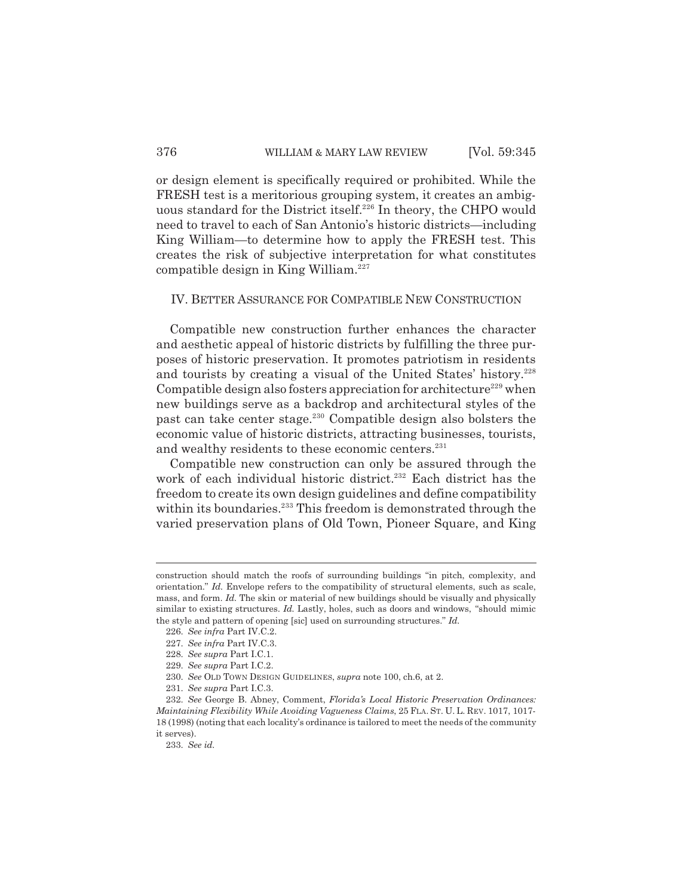or design element is specifically required or prohibited. While the FRESH test is a meritorious grouping system, it creates an ambiguous standard for the District itself.[226] In theory, the CHPO would need to travel to each of San Antonio's historic districts—including King William—to determine how to apply the FRESH test. This creates the risk of subjective interpretation for what constitutes compatible design in King William.[227]

## IV. BETTER ASSURANCE FOR COMPATIBLE NEW CONSTRUCTION

Compatible new construction further enhances the character and aesthetic appeal of historic districts by fulfilling the three purposes of historic preservation. It promotes patriotism in residents and tourists by creating a visual of the United States' history.[228] Compatible design also fosters appreciation for architecture[229] when new buildings serve as a backdrop and architectural styles of the past can take center stage.[230] Compatible design also bolsters the economic value of historic districts, attracting businesses, tourists, and wealthy residents to these economic centers.[231]

Compatible new construction can only be assured through the work of each individual historic district.[232] Each district has the freedom to create its own design guidelines and define compatibility within its boundaries.[233] This freedom is demonstrated through the varied preservation plans of Old Town, Pioneer Square, and King

---

construction should match the roofs of surrounding buildings "in pitch, complexity, and orientation." *Id.* Envelope refers to the compatibility of structural elements, such as scale, mass, and form. *Id.* The skin or material of new buildings should be visually and physically similar to existing structures. *Id.* Lastly, holes, such as doors and windows, "should mimic the style and pattern of opening [sic] used on surrounding structures." *Id.*

226. *See infra* Part IV.C.2.

227. *See infra* Part IV.C.3.

228. *See supra* Part I.C.1.

229. *See supra* Part I.C.2.

230. *See* OLD TOWN DESIGN GUIDELINES, *supra* note 100, ch.6, at 2.

231. *See supra* Part I.C.3.

232. *See* George B. Abney, Comment, *Florida's Local Historic Preservation Ordinances: Maintaining Flexibility While Avoiding Vagueness Claims*, 25 FLA. ST. U. L. REV. 1017, 1017-18 (1998) (noting that each locality's ordinance is tailored to meet the needs of the community it serves).

233. *See id.*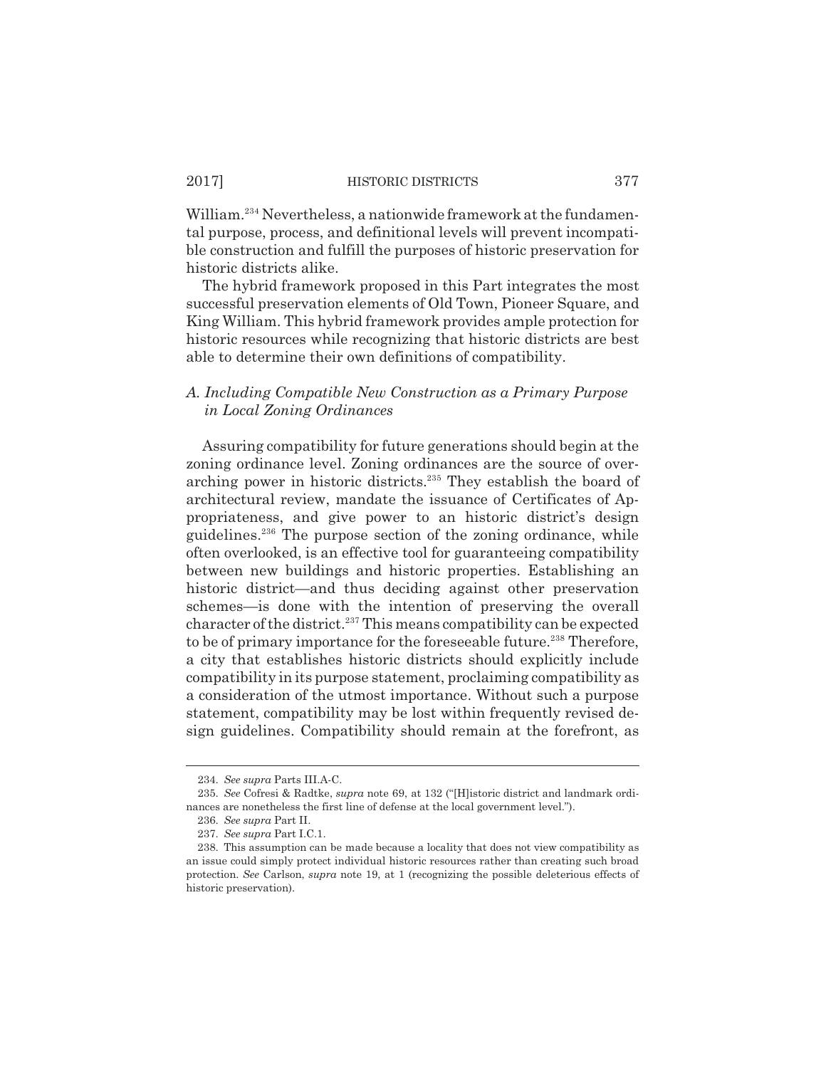William.[234] Nevertheless, a nationwide framework at the fundamental purpose, process, and definitional levels will prevent incompatible construction and fulfill the purposes of historic preservation for historic districts alike.

The hybrid framework proposed in this Part integrates the most successful preservation elements of Old Town, Pioneer Square, and King William. This hybrid framework provides ample protection for historic resources while recognizing that historic districts are best able to determine their own definitions of compatibility.

### *A. Including Compatible New Construction as a Primary Purpose in Local Zoning Ordinances*

Assuring compatibility for future generations should begin at the zoning ordinance level. Zoning ordinances are the source of overarching power in historic districts.[235] They establish the board of architectural review, mandate the issuance of Certificates of Appropriateness, and give power to an historic district's design guidelines.[236] The purpose section of the zoning ordinance, while often overlooked, is an effective tool for guaranteeing compatibility between new buildings and historic properties. Establishing an historic district—and thus deciding against other preservation schemes—is done with the intention of preserving the overall character of the district.[237] This means compatibility can be expected to be of primary importance for the foreseeable future.[238] Therefore, a city that establishes historic districts should explicitly include compatibility in its purpose statement, proclaiming compatibility as a consideration of the utmost importance. Without such a purpose statement, compatibility may be lost within frequently revised design guidelines. Compatibility should remain at the forefront, as

---

234. *See supra* Parts III.A-C.

235. *See* Cofresi & Radtke, *supra* note 69, at 132 ("[H]istoric district and landmark ordinances are nonetheless the first line of defense at the local government level.").

236. *See supra* Part II.

237. *See supra* Part I.C.1.

238. This assumption can be made because a locality that does not view compatibility as an issue could simply protect individual historic resources rather than creating such broad protection. *See* Carlson, *supra* note 19, at 1 (recognizing the possible deleterious effects of historic preservation).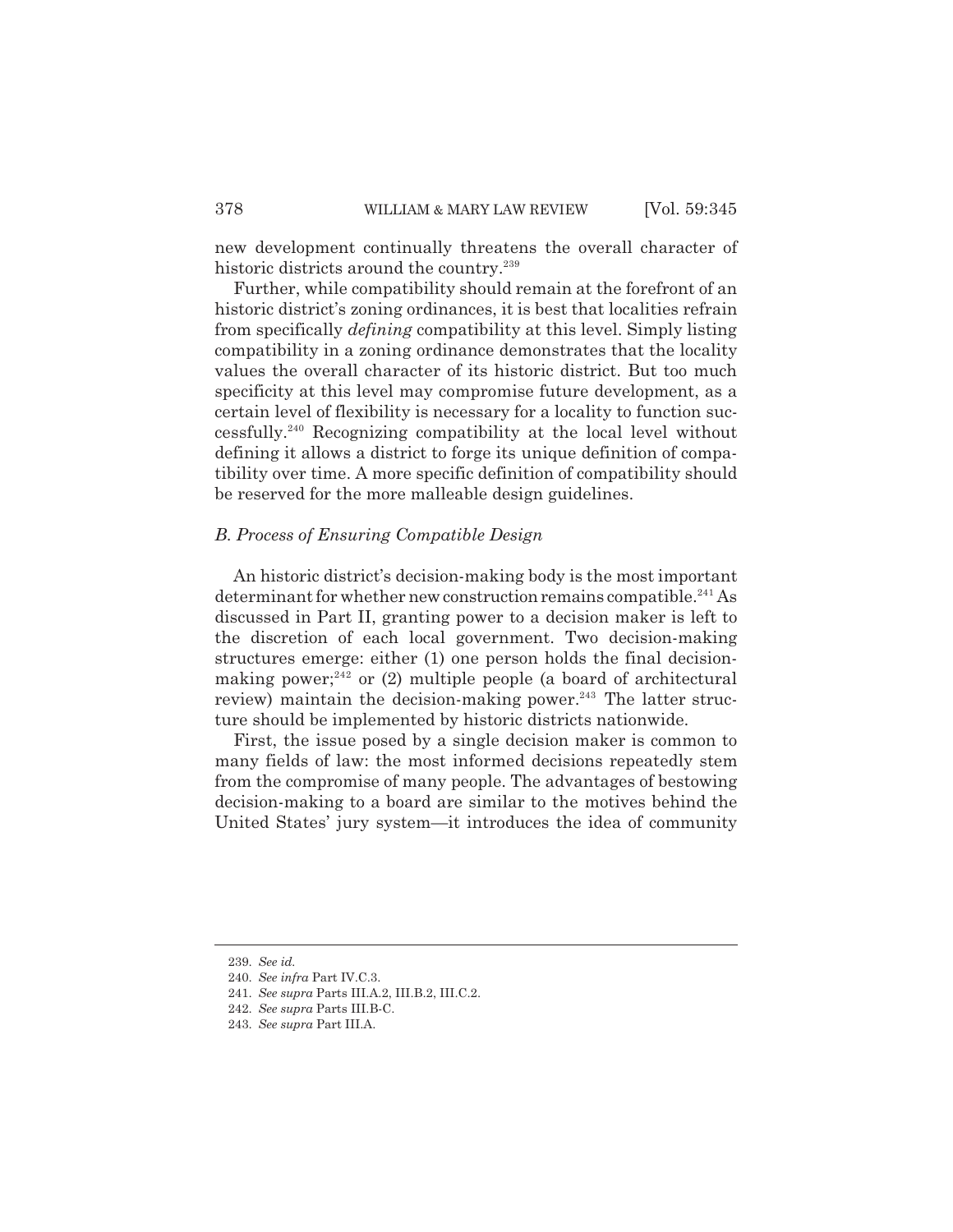new development continually threatens the overall character of historic districts around the country.[239]

Further, while compatibility should remain at the forefront of an historic district's zoning ordinances, it is best that localities refrain from specifically *defining* compatibility at this level. Simply listing compatibility in a zoning ordinance demonstrates that the locality values the overall character of its historic district. But too much specificity at this level may compromise future development, as a certain level of flexibility is necessary for a locality to function successfully.[240] Recognizing compatibility at the local level without defining it allows a district to forge its unique definition of compatibility over time. A more specific definition of compatibility should be reserved for the more malleable design guidelines.

### *B. Process of Ensuring Compatible Design*

An historic district's decision-making body is the most important determinant for whether new construction remains compatible.[241] As discussed in Part II, granting power to a decision maker is left to the discretion of each local government. Two decision-making structures emerge: either (1) one person holds the final decision-making power;[242] or (2) multiple people (a board of architectural review) maintain the decision-making power.[243] The latter structure should be implemented by historic districts nationwide.

First, the issue posed by a single decision maker is common to many fields of law: the most informed decisions repeatedly stem from the compromise of many people. The advantages of bestowing decision-making to a board are similar to the motives behind the United States' jury system—it introduces the idea of community

---

239. *See id.*

240. *See infra* Part IV.C.3.

241. *See supra* Parts III.A.2, III.B.2, III.C.2.

242. *See supra* Parts III.B-C.

243. *See supra* Part III.A.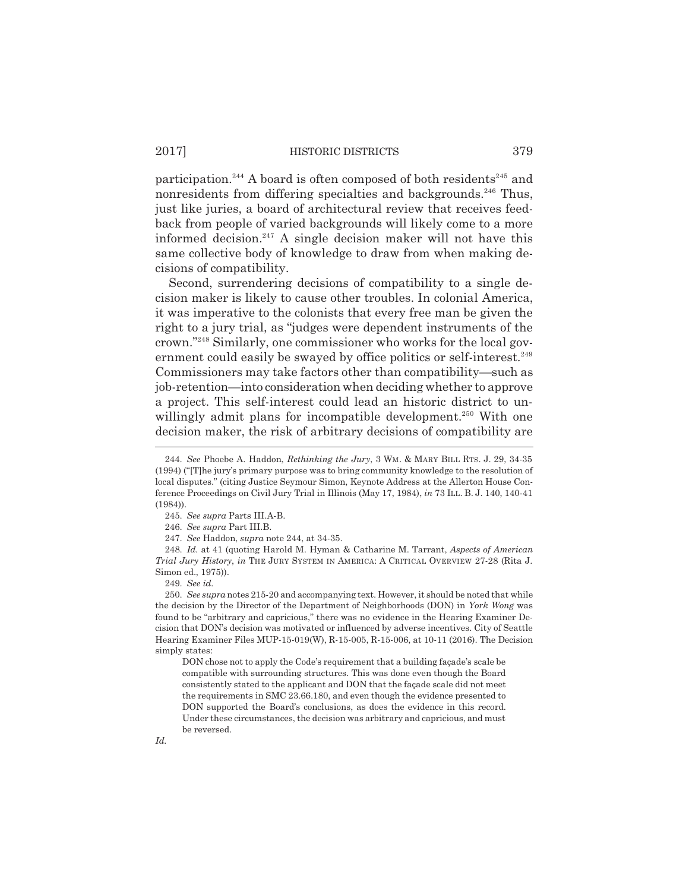participation.[244] A board is often composed of both residents[245] and nonresidents from differing specialties and backgrounds.[246] Thus, just like juries, a board of architectural review that receives feedback from people of varied backgrounds will likely come to a more informed decision.[247] A single decision maker will not have this same collective body of knowledge to draw from when making decisions of compatibility.

Second, surrendering decisions of compatibility to a single decision maker is likely to cause other troubles. In colonial America, it was imperative to the colonists that every free man be given the right to a jury trial, as "judges were dependent instruments of the crown."[248] Similarly, one commissioner who works for the local government could easily be swayed by office politics or self-interest.[249] Commissioners may take factors other than compatibility—such as job-retention—into consideration when deciding whether to approve a project. This self-interest could lead an historic district to unwillingly admit plans for incompatible development.[250] With one decision maker, the risk of arbitrary decisions of compatibility are

---

244. *See* Phoebe A. Haddon, *Rethinking the Jury*, 3 WM. & MARY BILL RTS. J. 29, 34-35 (1994) ("[T]he jury's primary purpose was to bring community knowledge to the resolution of local disputes." (citing Justice Seymour Simon, Keynote Address at the Allerton House Conference Proceedings on Civil Jury Trial in Illinois (May 17, 1984), *in* 73 ILL. B. J. 140, 140-41 (1984)).

245. *See supra* Parts III.A-B.

246. *See supra* Part III.B.

247. *See* Haddon, *supra* note 244, at 34-35.

248. *Id.* at 41 (quoting Harold M. Hyman & Catharine M. Tarrant, *Aspects of American Trial Jury History*, *in* THE JURY SYSTEM IN AMERICA: A CRITICAL OVERVIEW 27-28 (Rita J. Simon ed., 1975)).

249. *See id.*

250. *See supra* notes 215-20 and accompanying text. However, it should be noted that while the decision by the Director of the Department of Neighborhoods (DON) in *York Wong* was found to be "arbitrary and capricious," there was no evidence in the Hearing Examiner Decision that DON's decision was motivated or influenced by adverse incentives. City of Seattle Hearing Examiner Files MUP-15-019(W), R-15-005, R-15-006, at 10-11 (2016). The Decision simply states:

> DON chose not to apply the Code's requirement that a building façade's scale be compatible with surrounding structures. This was done even though the Board consistently stated to the applicant and DON that the façade scale did not meet the requirements in SMC 23.66.180, and even though the evidence presented to DON supported the Board's conclusions, as does the evidence in this record. Under these circumstances, the decision was arbitrary and capricious, and must be reversed.

*Id.*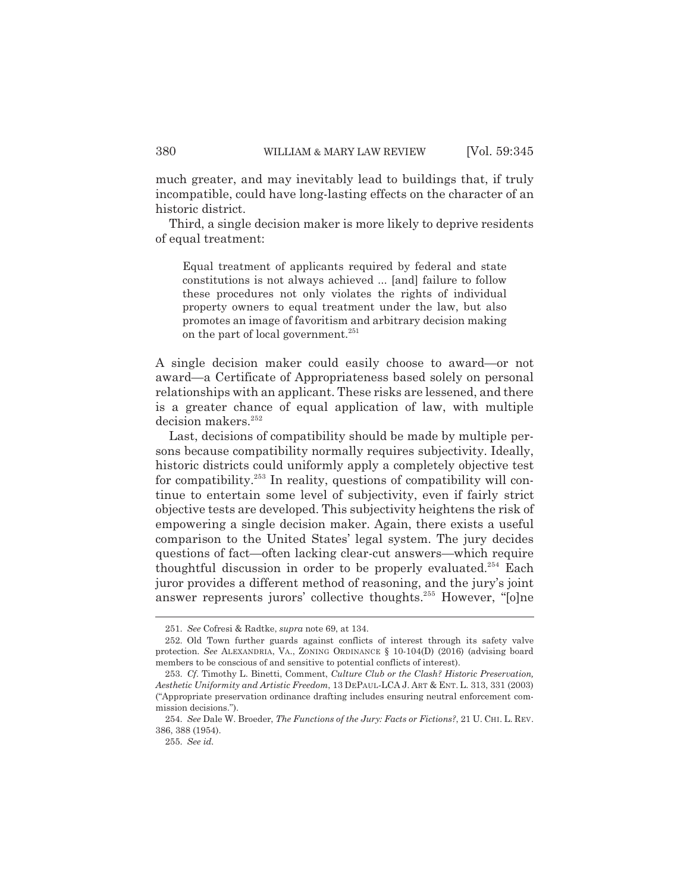much greater, and may inevitably lead to buildings that, if truly incompatible, could have long-lasting effects on the character of an historic district.

Third, a single decision maker is more likely to deprive residents of equal treatment:

> Equal treatment of applicants required by federal and state constitutions is not always achieved ... [and] failure to follow these procedures not only violates the rights of individual property owners to equal treatment under the law, but also promotes an image of favoritism and arbitrary decision making on the part of local government.[251]

A single decision maker could easily choose to award—or not award—a Certificate of Appropriateness based solely on personal relationships with an applicant. These risks are lessened, and there is a greater chance of equal application of law, with multiple decision makers.[252]

Last, decisions of compatibility should be made by multiple persons because compatibility normally requires subjectivity. Ideally, historic districts could uniformly apply a completely objective test for compatibility.[253] In reality, questions of compatibility will continue to entertain some level of subjectivity, even if fairly strict objective tests are developed. This subjectivity heightens the risk of empowering a single decision maker. Again, there exists a useful comparison to the United States' legal system. The jury decides questions of fact—often lacking clear-cut answers—which require thoughtful discussion in order to be properly evaluated.[254] Each juror provides a different method of reasoning, and the jury's joint answer represents jurors' collective thoughts.[255] However, "[o]ne

---

251. *See* Cofresi & Radtke, *supra* note 69, at 134.

252. Old Town further guards against conflicts of interest through its safety valve protection. *See* ALEXANDRIA, VA., ZONING ORDINANCE § 10-104(D) (2016) (advising board members to be conscious of and sensitive to potential conflicts of interest).

253. *Cf.* Timothy L. Binetti, Comment, *Culture Club or the Clash? Historic Preservation, Aesthetic Uniformity and Artistic Freedom*, 13 DEPAUL-LCA J. ART & ENT. L. 313, 331 (2003) ("Appropriate preservation ordinance drafting includes ensuring neutral enforcement commission decisions.").

254. *See* Dale W. Broeder, *The Functions of the Jury: Facts or Fictions?*, 21 U. CHI. L. REV. 386, 388 (1954).

255. *See id.*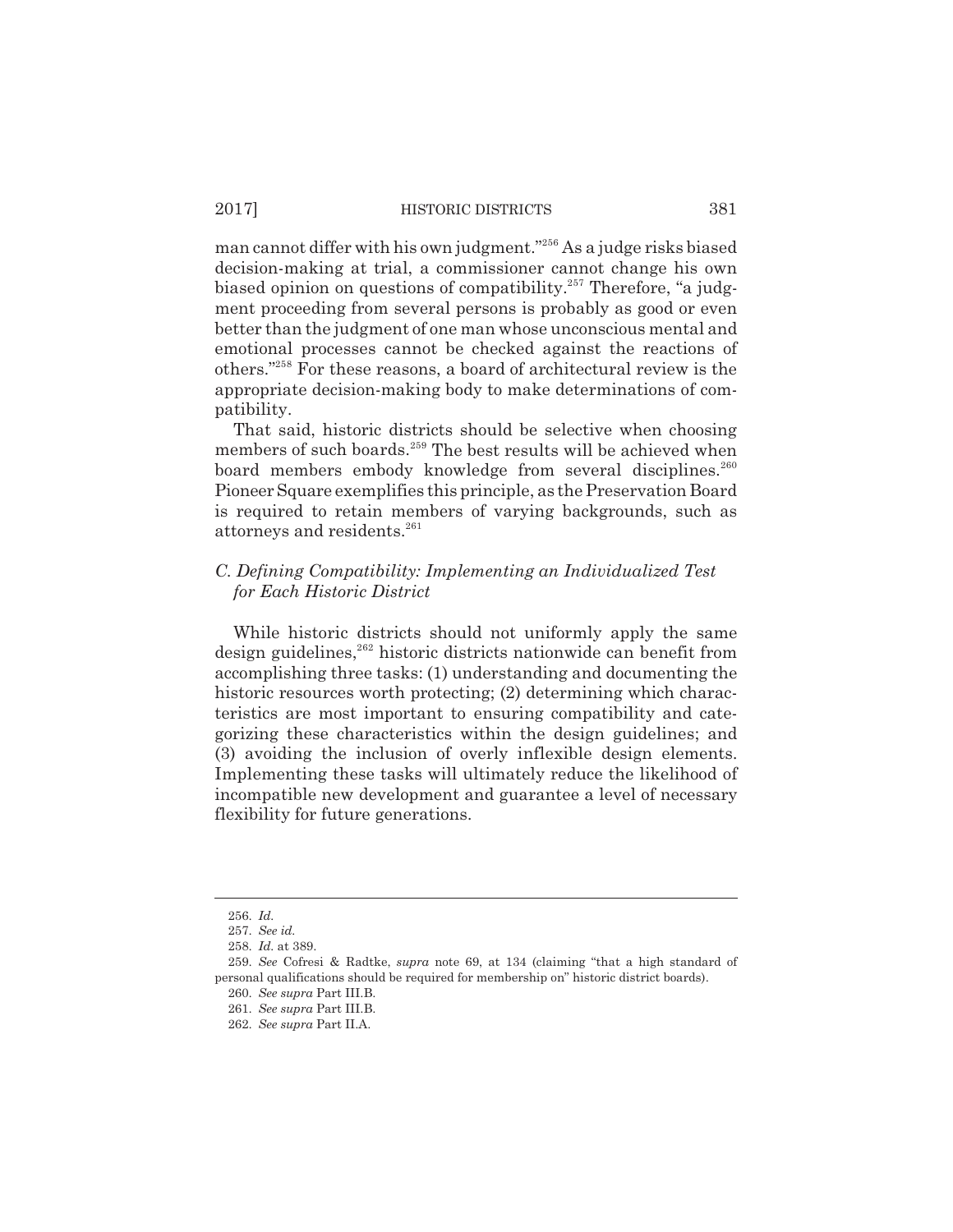man cannot differ with his own judgment."[256] As a judge risks biased decision-making at trial, a commissioner cannot change his own biased opinion on questions of compatibility.[257] Therefore, "a judgment proceeding from several persons is probably as good or even better than the judgment of one man whose unconscious mental and emotional processes cannot be checked against the reactions of others."[258] For these reasons, a board of architectural review is the appropriate decision-making body to make determinations of compatibility.

That said, historic districts should be selective when choosing members of such boards.[259] The best results will be achieved when board members embody knowledge from several disciplines.[260] Pioneer Square exemplifies this principle, as the Preservation Board is required to retain members of varying backgrounds, such as attorneys and residents.[261]

### *C. Defining Compatibility: Implementing an Individualized Test for Each Historic District*

While historic districts should not uniformly apply the same design guidelines,[262] historic districts nationwide can benefit from accomplishing three tasks: (1) understanding and documenting the historic resources worth protecting; (2) determining which characteristics are most important to ensuring compatibility and categorizing these characteristics within the design guidelines; and (3) avoiding the inclusion of overly inflexible design elements. Implementing these tasks will ultimately reduce the likelihood of incompatible new development and guarantee a level of necessary flexibility for future generations.

---

256. *Id.*

257. *See id.*

258. *Id.* at 389.

259. *See* Cofresi & Radtke, *supra* note 69, at 134 (claiming "that a high standard of personal qualifications should be required for membership on" historic district boards).

260. *See supra* Part III.B.

261. *See supra* Part III.B.

262. *See supra* Part II.A.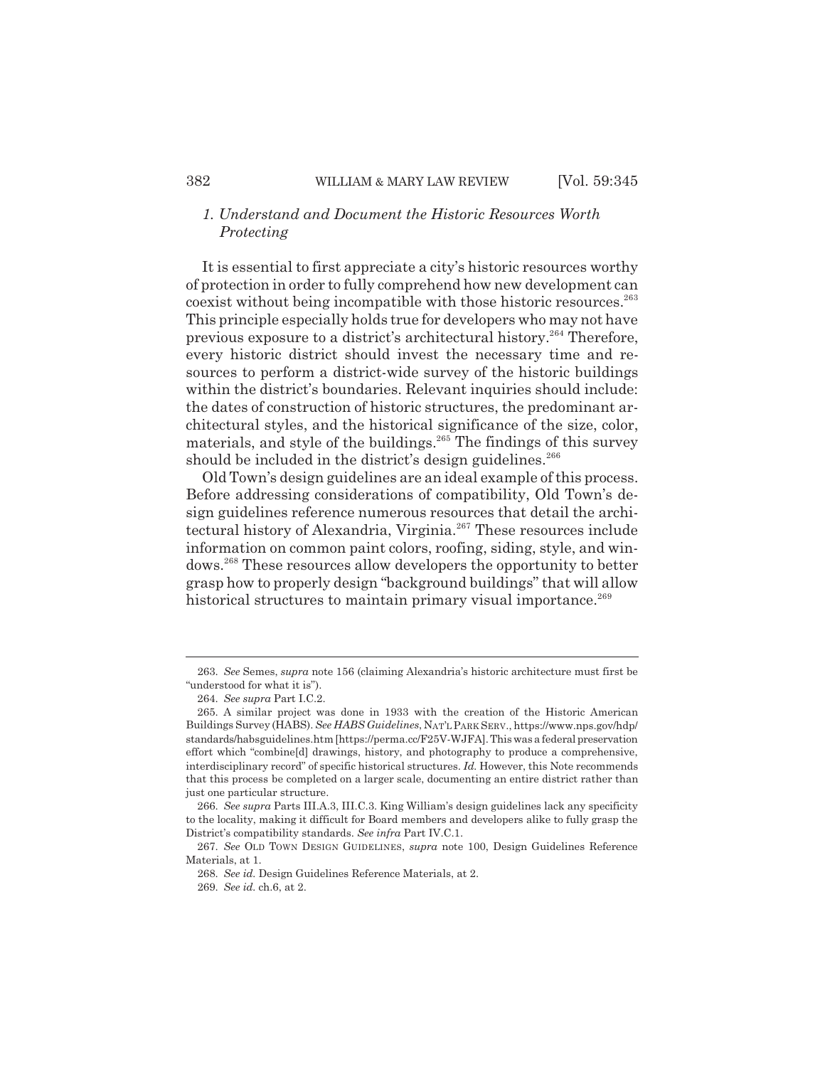### *1. Understand and Document the Historic Resources Worth Protecting*

It is essential to first appreciate a city's historic resources worthy of protection in order to fully comprehend how new development can coexist without being incompatible with those historic resources.[263] This principle especially holds true for developers who may not have previous exposure to a district's architectural history.[264] Therefore, every historic district should invest the necessary time and resources to perform a district-wide survey of the historic buildings within the district's boundaries. Relevant inquiries should include: the dates of construction of historic structures, the predominant architectural styles, and the historical significance of the size, color, materials, and style of the buildings.[265] The findings of this survey should be included in the district's design guidelines.[266]

Old Town's design guidelines are an ideal example of this process. Before addressing considerations of compatibility, Old Town's design guidelines reference numerous resources that detail the architectural history of Alexandria, Virginia.[267] These resources include information on common paint colors, roofing, siding, style, and windows.[268] These resources allow developers the opportunity to better grasp how to properly design "background buildings" that will allow historical structures to maintain primary visual importance.[269]

---

263. *See* Semes, *supra* note 156 (claiming Alexandria's historic architecture must first be "understood for what it is").

264. *See supra* Part I.C.2.

265. A similar project was done in 1933 with the creation of the Historic American Buildings Survey (HABS). *See HABS Guidelines*, NAT'L PARK SERV., https://www.nps.gov/hdp/standards/habsguidelines.htm [https://perma.cc/F25V-WJFA]. This was a federal preservation effort which "combine[d] drawings, history, and photography to produce a comprehensive, interdisciplinary record" of specific historical structures. *Id.* However, this Note recommends that this process be completed on a larger scale, documenting an entire district rather than just one particular structure.

266. *See supra* Parts III.A.3, III.C.3. King William's design guidelines lack any specificity to the locality, making it difficult for Board members and developers alike to fully grasp the District's compatibility standards. *See infra* Part IV.C.1.

267. *See* OLD TOWN DESIGN GUIDELINES, *supra* note 100, Design Guidelines Reference Materials, at 1.

268. *See id.* Design Guidelines Reference Materials, at 2.

269. *See id.* ch.6, at 2.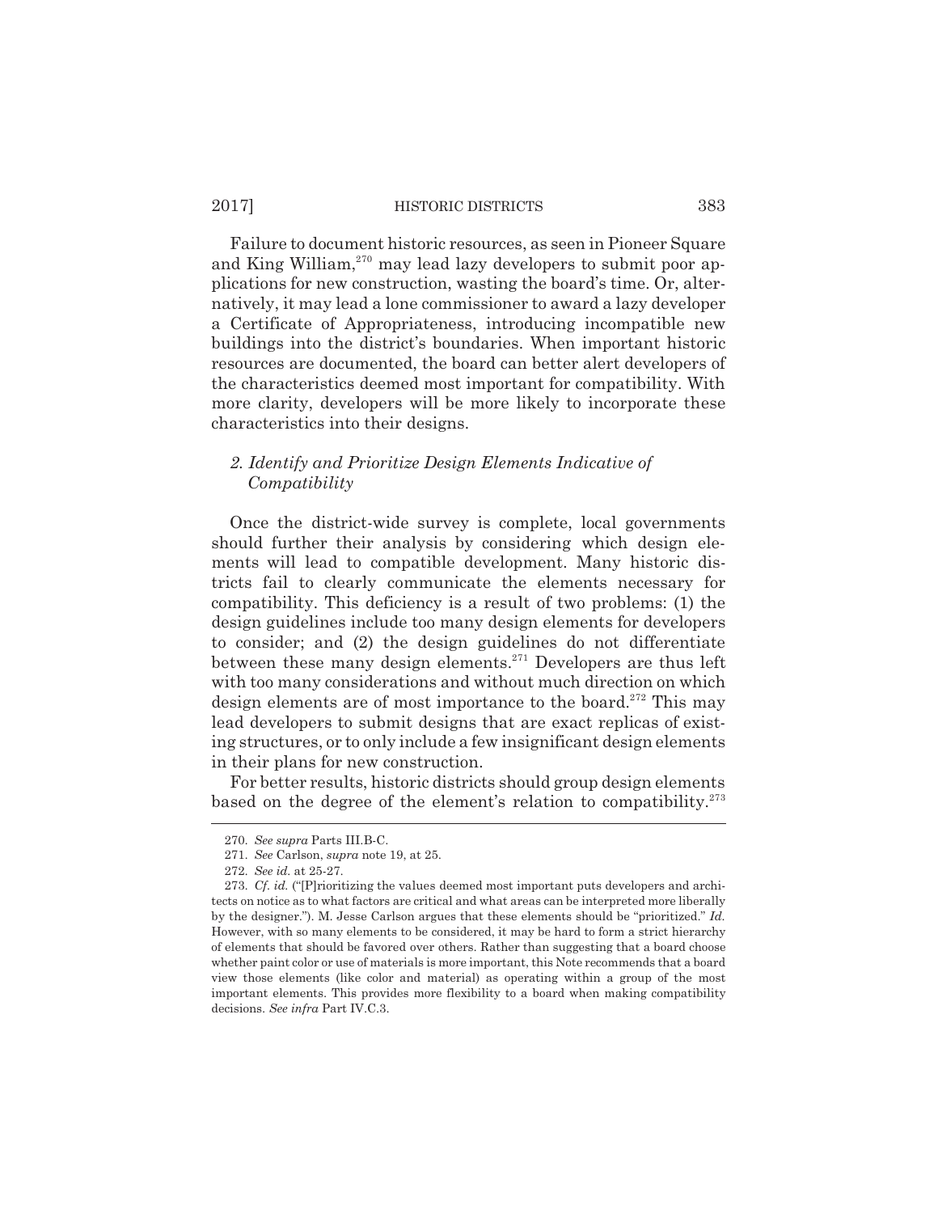Failure to document historic resources, as seen in Pioneer Square and King William,[270] may lead lazy developers to submit poor applications for new construction, wasting the board's time. Or, alternatively, it may lead a lone commissioner to award a lazy developer a Certificate of Appropriateness, introducing incompatible new buildings into the district's boundaries. When important historic resources are documented, the board can better alert developers of the characteristics deemed most important for compatibility. With more clarity, developers will be more likely to incorporate these characteristics into their designs.

### *2. Identify and Prioritize Design Elements Indicative of Compatibility*

Once the district-wide survey is complete, local governments should further their analysis by considering which design elements will lead to compatible development. Many historic districts fail to clearly communicate the elements necessary for compatibility. This deficiency is a result of two problems: (1) the design guidelines include too many design elements for developers to consider; and (2) the design guidelines do not differentiate between these many design elements.[271] Developers are thus left with too many considerations and without much direction on which design elements are of most importance to the board.[272] This may lead developers to submit designs that are exact replicas of existing structures, or to only include a few insignificant design elements in their plans for new construction.

For better results, historic districts should group design elements based on the degree of the element's relation to compatibility.[273]

---

270. *See supra* Parts III.B-C.

271. *See* Carlson, *supra* note 19, at 25.

272. *See id.* at 25-27.

273. *Cf. id.* ("[P]rioritizing the values deemed most important puts developers and architects on notice as to what factors are critical and what areas can be interpreted more liberally by the designer."). M. Jesse Carlson argues that these elements should be "prioritized." *Id.* However, with so many elements to be considered, it may be hard to form a strict hierarchy of elements that should be favored over others. Rather than suggesting that a board choose whether paint color or use of materials is more important, this Note recommends that a board view those elements (like color and material) as operating within a group of the most important elements. This provides more flexibility to a board when making compatibility decisions. *See infra* Part IV.C.3.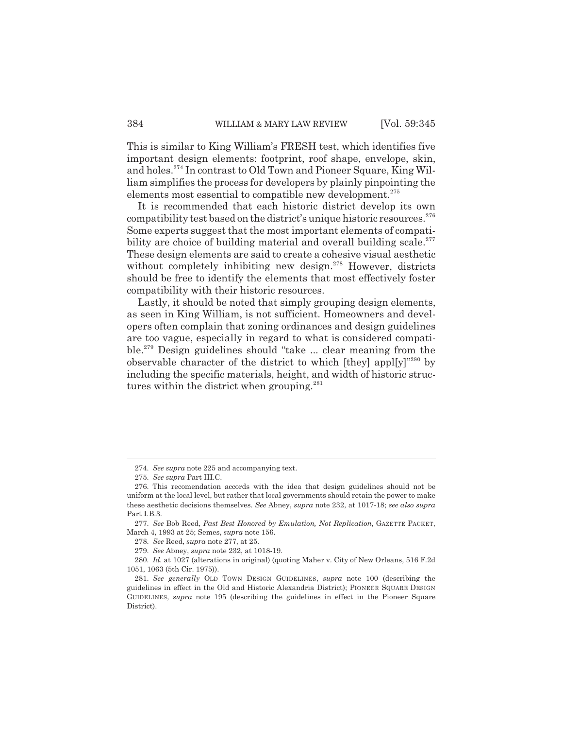This is similar to King William's FRESH test, which identifies five important design elements: footprint, roof shape, envelope, skin, and holes.[274] In contrast to Old Town and Pioneer Square, King William simplifies the process for developers by plainly pinpointing the elements most essential to compatible new development.[275]

It is recommended that each historic district develop its own compatibility test based on the district's unique historic resources.[276] Some experts suggest that the most important elements of compatibility are choice of building material and overall building scale.[277] These design elements are said to create a cohesive visual aesthetic without completely inhibiting new design.[278] However, districts should be free to identify the elements that most effectively foster compatibility with their historic resources.

Lastly, it should be noted that simply grouping design elements, as seen in King William, is not sufficient. Homeowners and developers often complain that zoning ordinances and design guidelines are too vague, especially in regard to what is considered compatible.[279] Design guidelines should "take ... clear meaning from the observable character of the district to which [they] appl[y]"[280] by including the specific materials, height, and width of historic structures within the district when grouping.[281]

---

274. *See supra* note 225 and accompanying text.

275. *See supra* Part III.C.

276. This recomendation accords with the idea that design guidelines should not be uniform at the local level, but rather that local governments should retain the power to make these aesthetic decisions themselves. *See* Abney, *supra* note 232, at 1017-18; *see also supra* Part I.B.3.

277. *See* Bob Reed, *Past Best Honored by Emulation, Not Replication*, GAZETTE PACKET, March 4, 1993 at 25; Semes, *supra* note 156.

278. *See* Reed, *supra* note 277, at 25.

279. *See* Abney, *supra* note 232, at 1018-19.

280. *Id.* at 1027 (alterations in original) (quoting Maher v. City of New Orleans, 516 F.2d 1051, 1063 (5th Cir. 1975)).

281. *See generally* OLD TOWN DESIGN GUIDELINES, *supra* note 100 (describing the guidelines in effect in the Old and Historic Alexandria District); PIONEER SQUARE DESIGN GUIDELINES, *supra* note 195 (describing the guidelines in effect in the Pioneer Square District).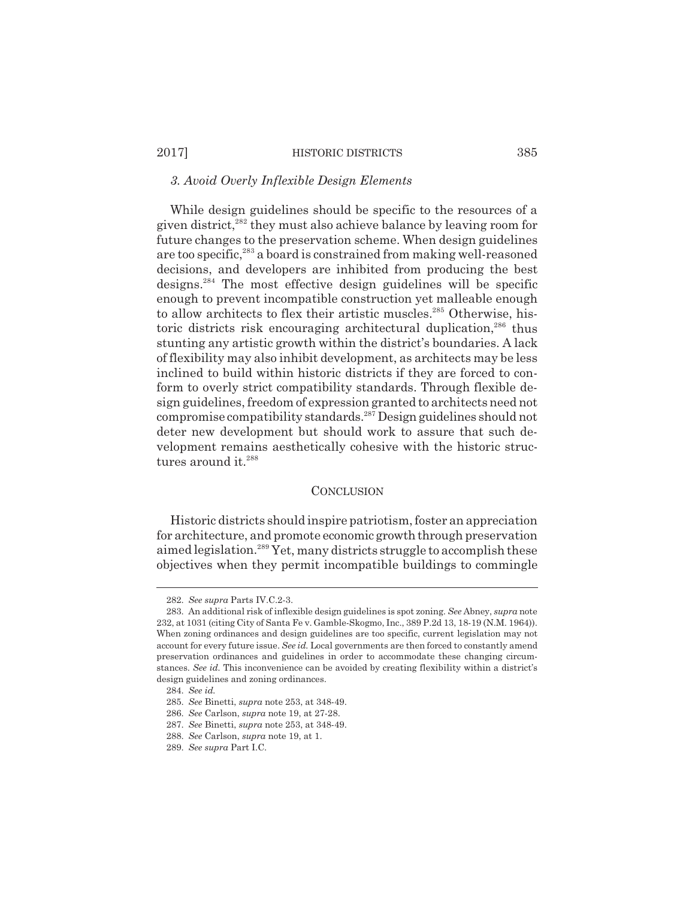### *3. Avoid Overly Inflexible Design Elements*

While design guidelines should be specific to the resources of a given district,[282] they must also achieve balance by leaving room for future changes to the preservation scheme. When design guidelines are too specific,[283] a board is constrained from making well-reasoned decisions, and developers are inhibited from producing the best designs.[284] The most effective design guidelines will be specific enough to prevent incompatible construction yet malleable enough to allow architects to flex their artistic muscles.[285] Otherwise, historic districts risk encouraging architectural duplication,[286] thus stunting any artistic growth within the district's boundaries. A lack of flexibility may also inhibit development, as architects may be less inclined to build within historic districts if they are forced to conform to overly strict compatibility standards. Through flexible design guidelines, freedom of expression granted to architects need not compromise compatibility standards.[287] Design guidelines should not deter new development but should work to assure that such development remains aesthetically cohesive with the historic structures around it.[288]

## CONCLUSION

Historic districts should inspire patriotism, foster an appreciation for architecture, and promote economic growth through preservation aimed legislation.[289] Yet, many districts struggle to accomplish these objectives when they permit incompatible buildings to commingle

---

282. *See supra* Parts IV.C.2-3.

283. An additional risk of inflexible design guidelines is spot zoning. *See* Abney, *supra* note 232, at 1031 (citing City of Santa Fe v. Gamble-Skogmo, Inc., 389 P.2d 13, 18-19 (N.M. 1964)). When zoning ordinances and design guidelines are too specific, current legislation may not account for every future issue. *See id.* Local governments are then forced to constantly amend preservation ordinances and guidelines in order to accommodate these changing circumstances. *See id.* This inconvenience can be avoided by creating flexibility within a district's design guidelines and zoning ordinances.

284. *See id.*

285. *See* Binetti, *supra* note 253, at 348-49.

286. *See* Carlson, *supra* note 19, at 27-28.

287. *See* Binetti, *supra* note 253, at 348-49.

288. *See* Carlson, *supra* note 19, at 1.

289. *See supra* Part I.C.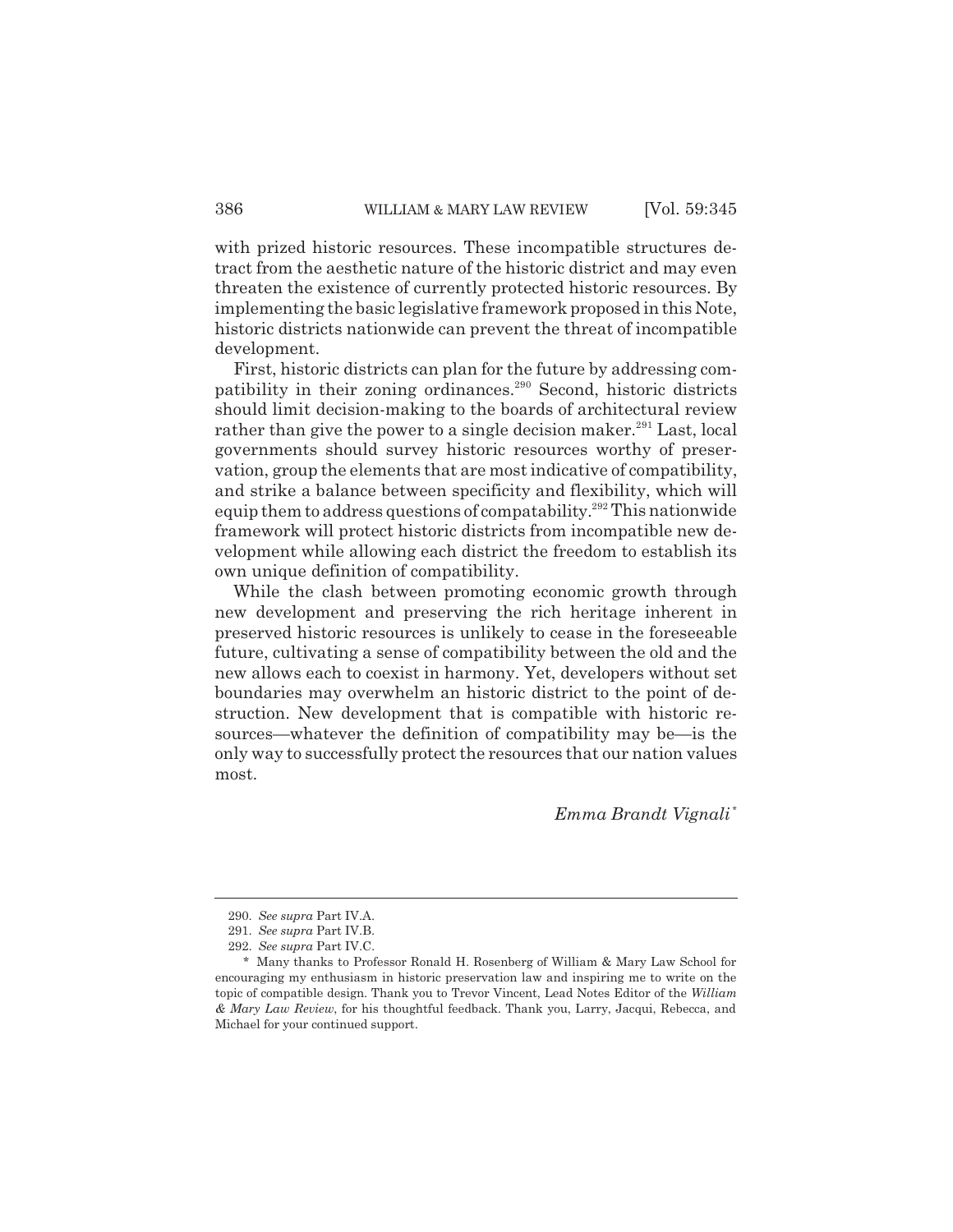with prized historic resources. These incompatible structures detract from the aesthetic nature of the historic district and may even threaten the existence of currently protected historic resources. By implementing the basic legislative framework proposed in this Note, historic districts nationwide can prevent the threat of incompatible development.

First, historic districts can plan for the future by addressing compatibility in their zoning ordinances.[290] Second, historic districts should limit decision-making to the boards of architectural review rather than give the power to a single decision maker.[291] Last, local governments should survey historic resources worthy of preservation, group the elements that are most indicative of compatibility, and strike a balance between specificity and flexibility, which will equip them to address questions of compatability.[292] This nationwide framework will protect historic districts from incompatible new development while allowing each district the freedom to establish its own unique definition of compatibility.

While the clash between promoting economic growth through new development and preserving the rich heritage inherent in preserved historic resources is unlikely to cease in the foreseeable future, cultivating a sense of compatibility between the old and the new allows each to coexist in harmony. Yet, developers without set boundaries may overwhelm an historic district to the point of destruction. New development that is compatible with historic resources—whatever the definition of compatibility may be—is the only way to successfully protect the resources that our nation values most.

*Emma Brandt Vignali*[*]

---

290. *See supra* Part IV.A.

291. *See supra* Part IV.B.

292. *See supra* Part IV.C.

\* Many thanks to Professor Ronald H. Rosenberg of William & Mary Law School for encouraging my enthusiasm in historic preservation law and inspiring me to write on the topic of compatible design. Thank you to Trevor Vincent, Lead Notes Editor of the *William & Mary Law Review*, for his thoughtful feedback. Thank you, Larry, Jacqui, Rebecca, and Michael for your continued support.